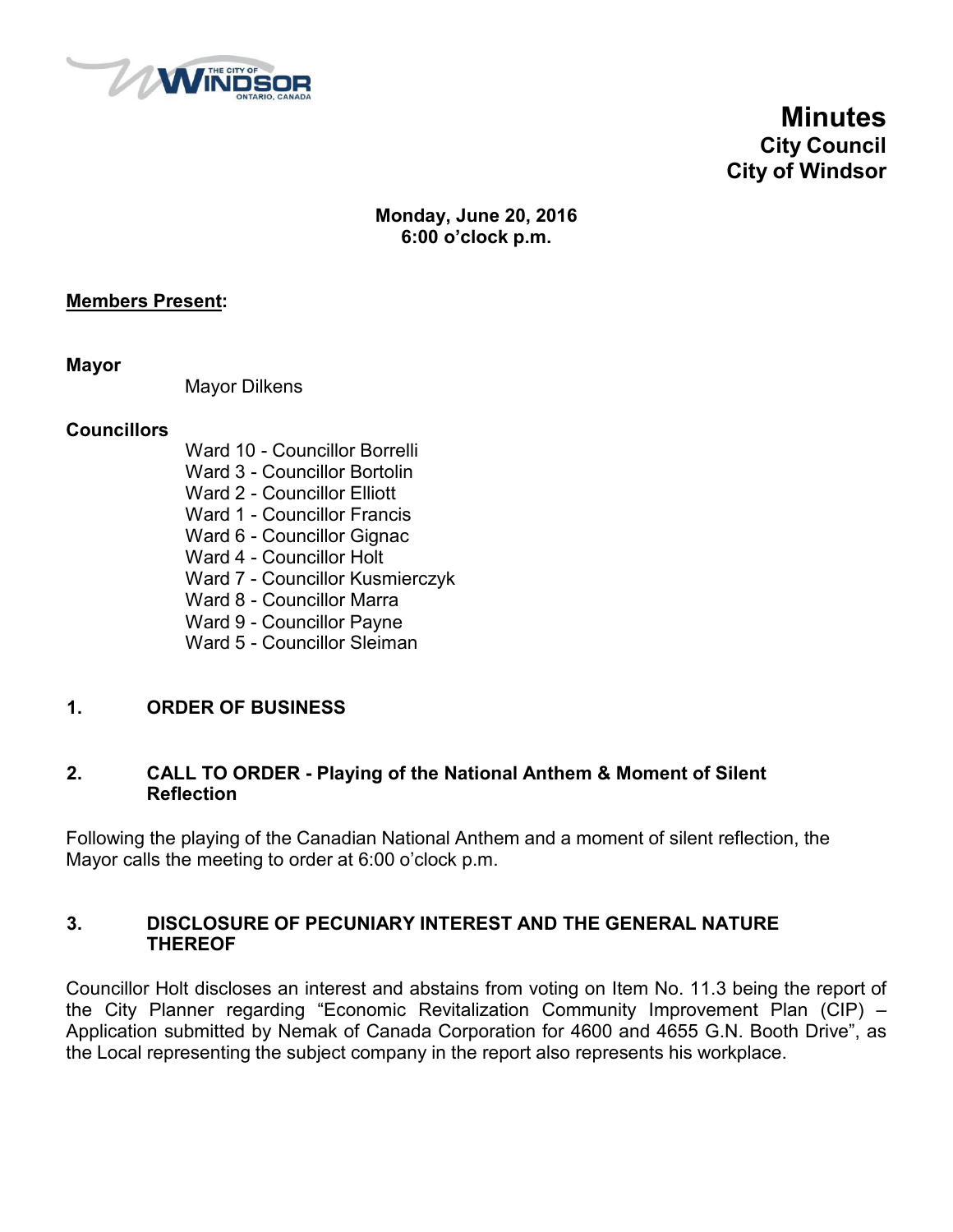# Minutes
## City Council
## City of Windsor

**Monday, June 20, 2016**
**6:00 o'clock p.m.**

**Members Present:**

**Mayor**

Mayor Dilkens

**Councillors**

Ward 10 - Councillor Borrelli
Ward 3 - Councillor Bortolin
Ward 2 - Councillor Elliott
Ward 1 - Councillor Francis
Ward 6 - Councillor Gignac
Ward 4 - Councillor Holt
Ward 7 - Councillor Kusmierczyk
Ward 8 - Councillor Marra
Ward 9 - Councillor Payne
Ward 5 - Councillor Sleiman

### 1. ORDER OF BUSINESS

### 2. CALL TO ORDER - Playing of the National Anthem & Moment of Silent Reflection

Following the playing of the Canadian National Anthem and a moment of silent reflection, the Mayor calls the meeting to order at 6:00 o'clock p.m.

### 3. DISCLOSURE OF PECUNIARY INTEREST AND THE GENERAL NATURE THEREOF

Councillor Holt discloses an interest and abstains from voting on Item No. 11.3 being the report of the City Planner regarding "Economic Revitalization Community Improvement Plan (CIP) – Application submitted by Nemak of Canada Corporation for 4600 and 4655 G.N. Booth Drive", as the Local representing the subject company in the report also represents his workplace.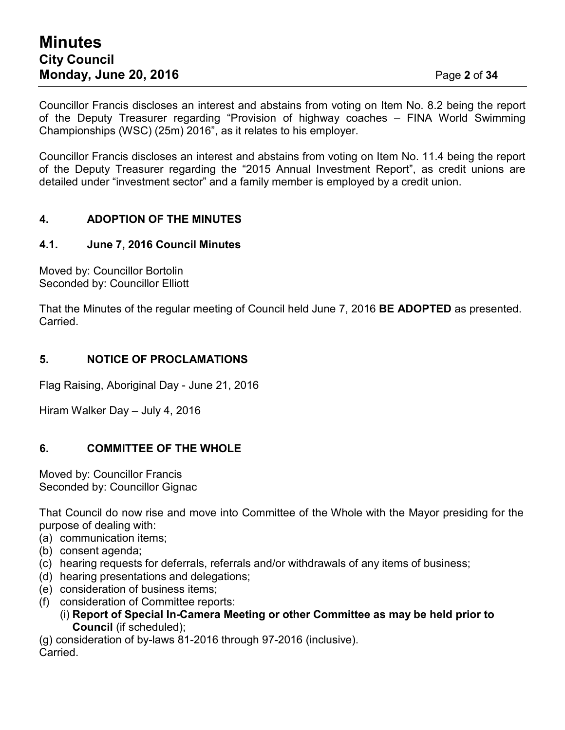Councillor Francis discloses an interest and abstains from voting on Item No. 8.2 being the report of the Deputy Treasurer regarding "Provision of highway coaches – FINA World Swimming Championships (WSC) (25m) 2016", as it relates to his employer.

Councillor Francis discloses an interest and abstains from voting on Item No. 11.4 being the report of the Deputy Treasurer regarding the "2015 Annual Investment Report", as credit unions are detailed under "investment sector" and a family member is employed by a credit union.

## 4. ADOPTION OF THE MINUTES

### 4.1. June 7, 2016 Council Minutes

Moved by: Councillor Bortolin
Seconded by: Councillor Elliott

That the Minutes of the regular meeting of Council held June 7, 2016 **BE ADOPTED** as presented.
Carried.

## 5. NOTICE OF PROCLAMATIONS

Flag Raising, Aboriginal Day - June 21, 2016

Hiram Walker Day – July 4, 2016

## 6. COMMITTEE OF THE WHOLE

Moved by: Councillor Francis
Seconded by: Councillor Gignac

That Council do now rise and move into Committee of the Whole with the Mayor presiding for the purpose of dealing with:

(a) communication items;
(b) consent agenda;
(c) hearing requests for deferrals, referrals and/or withdrawals of any items of business;
(d) hearing presentations and delegations;
(e) consideration of business items;
(f) consideration of Committee reports:
  (i) **Report of Special In-Camera Meeting or other Committee as may be held prior to Council** (if scheduled);
(g) consideration of by-laws 81-2016 through 97-2016 (inclusive).

Carried.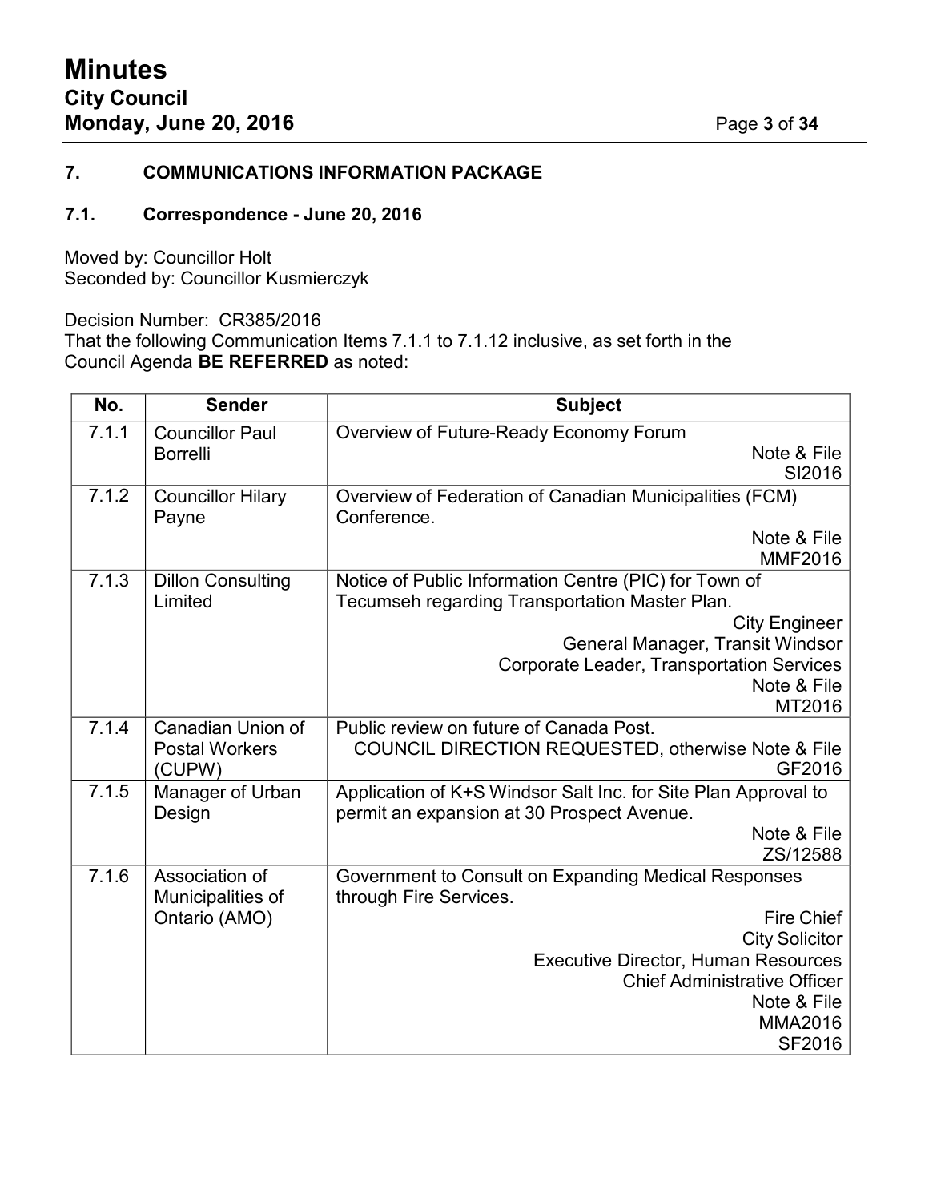## 7. COMMUNICATIONS INFORMATION PACKAGE

### 7.1. Correspondence - June 20, 2016

Moved by: Councillor Holt
Seconded by: Councillor Kusmierczyk

Decision Number: CR385/2016
That the following Communication Items 7.1.1 to 7.1.12 inclusive, as set forth in the Council Agenda **BE REFERRED** as noted:

| No. | Sender | Subject |
|---|---|---|
| 7.1.1 | Councillor Paul Borrelli | Overview of Future-Ready Economy Forum<br>Note & File<br>SI2016 |
| 7.1.2 | Councillor Hilary Payne | Overview of Federation of Canadian Municipalities (FCM) Conference.<br>Note & File<br>MMF2016 |
| 7.1.3 | Dillon Consulting Limited | Notice of Public Information Centre (PIC) for Town of Tecumseh regarding Transportation Master Plan.<br>City Engineer<br>General Manager, Transit Windsor<br>Corporate Leader, Transportation Services<br>Note & File<br>MT2016 |
| 7.1.4 | Canadian Union of Postal Workers (CUPW) | Public review on future of Canada Post.<br>COUNCIL DIRECTION REQUESTED, otherwise Note & File<br>GF2016 |
| 7.1.5 | Manager of Urban Design | Application of K+S Windsor Salt Inc. for Site Plan Approval to permit an expansion at 30 Prospect Avenue.<br>Note & File<br>ZS/12588 |
| 7.1.6 | Association of Municipalities of Ontario (AMO) | Government to Consult on Expanding Medical Responses through Fire Services.<br>Fire Chief<br>City Solicitor<br>Executive Director, Human Resources<br>Chief Administrative Officer<br>Note & File<br>MMA2016<br>SF2016 |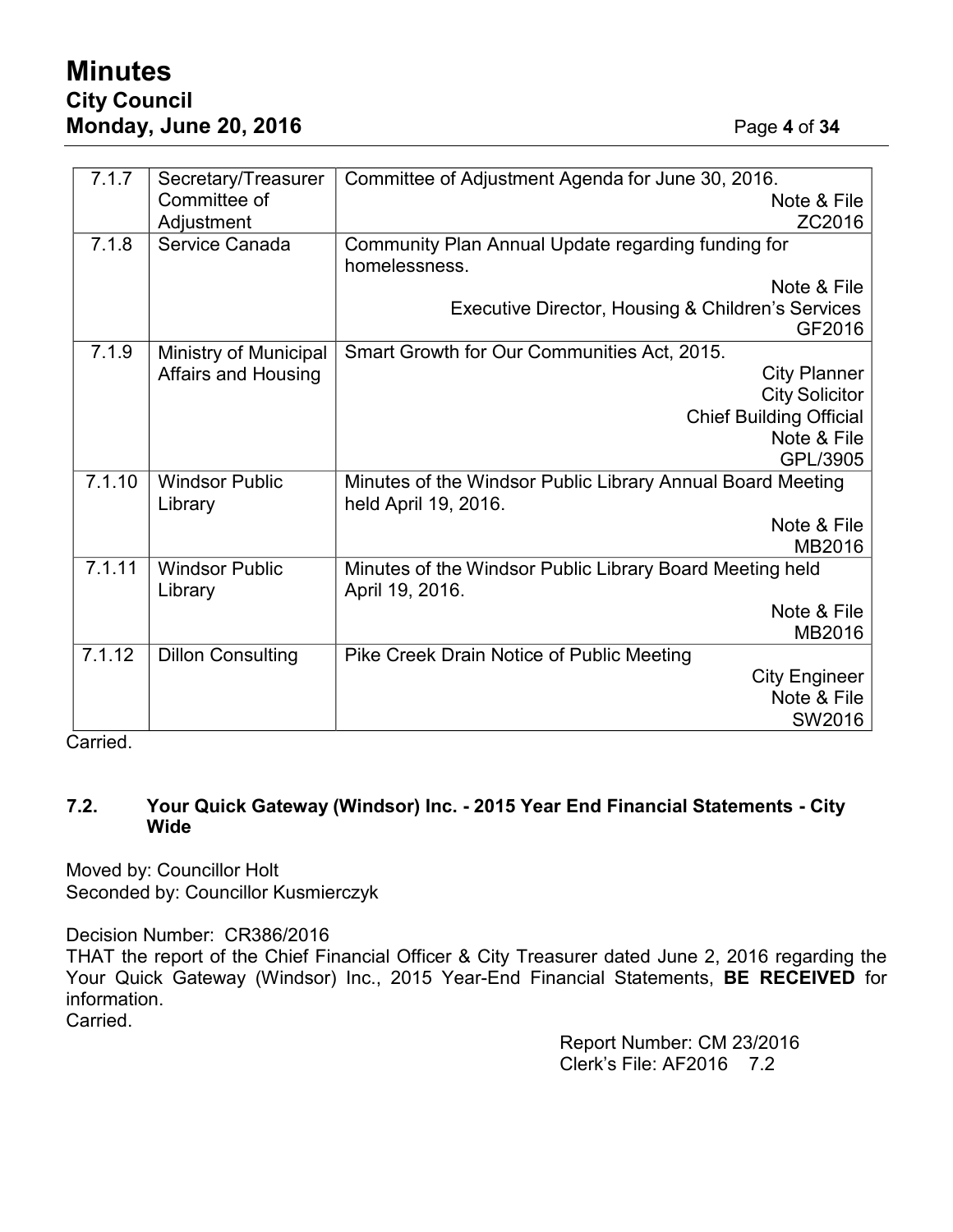| | | |
|---|---|---|
| 7.1.7 | Secretary/Treasurer Committee of Adjustment | Committee of Adjustment Agenda for June 30, 2016.<br>Note & File<br>ZC2016 |
| 7.1.8 | Service Canada | Community Plan Annual Update regarding funding for homelessness.<br>Note & File<br>Executive Director, Housing & Children's Services<br>GF2016 |
| 7.1.9 | Ministry of Municipal Affairs and Housing | Smart Growth for Our Communities Act, 2015.<br>City Planner<br>City Solicitor<br>Chief Building Official<br>Note & File<br>GPL/3905 |
| 7.1.10 | Windsor Public Library | Minutes of the Windsor Public Library Annual Board Meeting held April 19, 2016.<br>Note & File<br>MB2016 |
| 7.1.11 | Windsor Public Library | Minutes of the Windsor Public Library Board Meeting held April 19, 2016.<br>Note & File<br>MB2016 |
| 7.1.12 | Dillon Consulting | Pike Creek Drain Notice of Public Meeting<br>City Engineer<br>Note & File<br>SW2016 |

Carried.

### 7.2. Your Quick Gateway (Windsor) Inc. - 2015 Year End Financial Statements - City Wide

Moved by: Councillor Holt
Seconded by: Councillor Kusmierczyk

Decision Number: CR386/2016
THAT the report of the Chief Financial Officer & City Treasurer dated June 2, 2016 regarding the Your Quick Gateway (Windsor) Inc., 2015 Year-End Financial Statements, **BE RECEIVED** for information.
Carried.

Report Number: CM 23/2016
Clerk's File: AF2016 7.2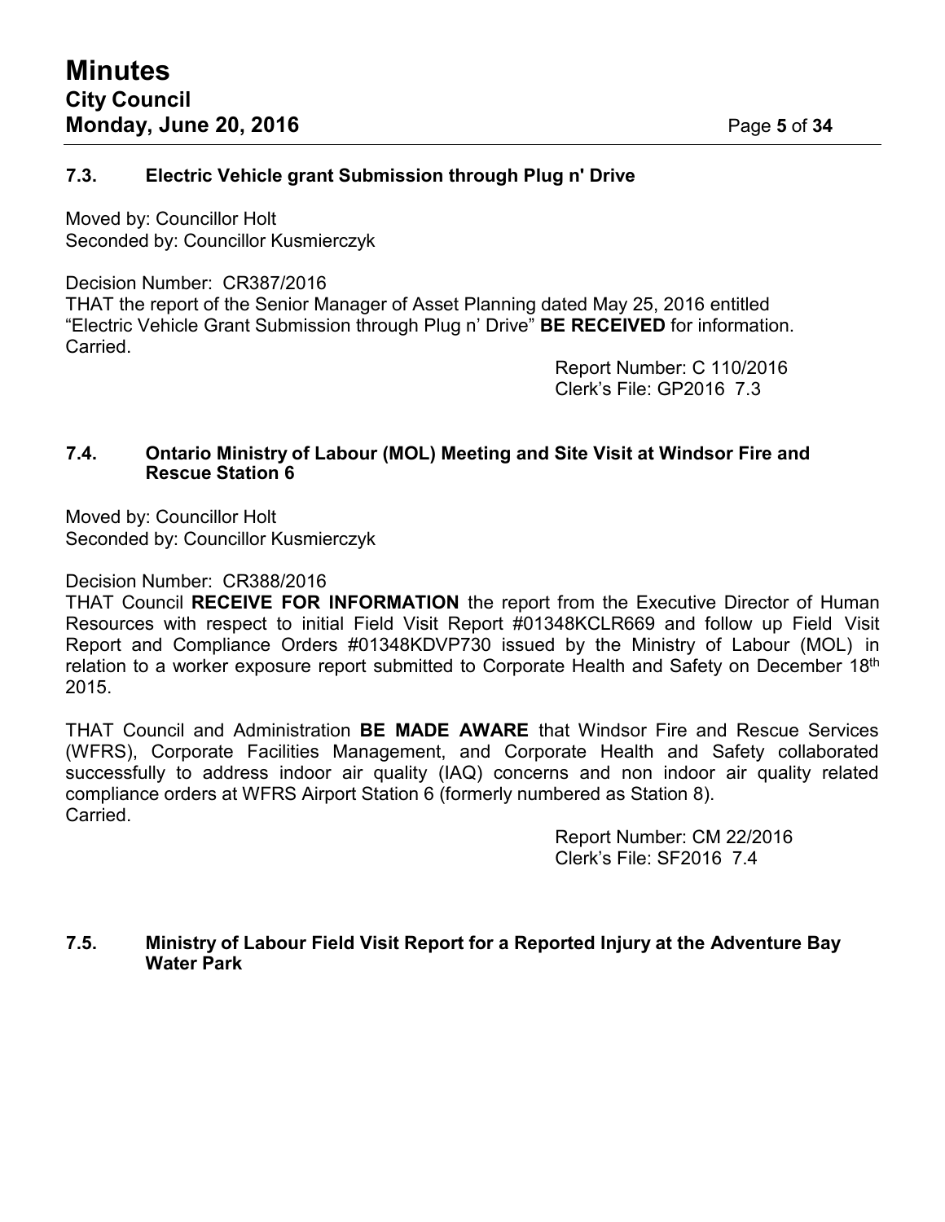### 7.3. Electric Vehicle grant Submission through Plug n' Drive

Moved by: Councillor Holt
Seconded by: Councillor Kusmierczyk

Decision Number: CR387/2016
THAT the report of the Senior Manager of Asset Planning dated May 25, 2016 entitled "Electric Vehicle Grant Submission through Plug n' Drive" **BE RECEIVED** for information.
Carried.

Report Number: C 110/2016
Clerk's File: GP2016 7.3

### 7.4. Ontario Ministry of Labour (MOL) Meeting and Site Visit at Windsor Fire and Rescue Station 6

Moved by: Councillor Holt
Seconded by: Councillor Kusmierczyk

Decision Number: CR388/2016
THAT Council **RECEIVE FOR INFORMATION** the report from the Executive Director of Human Resources with respect to initial Field Visit Report #01348KCLR669 and follow up Field Visit Report and Compliance Orders #01348KDVP730 issued by the Ministry of Labour (MOL) in relation to a worker exposure report submitted to Corporate Health and Safety on December 18th 2015.

THAT Council and Administration **BE MADE AWARE** that Windsor Fire and Rescue Services (WFRS), Corporate Facilities Management, and Corporate Health and Safety collaborated successfully to address indoor air quality (IAQ) concerns and non indoor air quality related compliance orders at WFRS Airport Station 6 (formerly numbered as Station 8).
Carried.

Report Number: CM 22/2016
Clerk's File: SF2016 7.4

### 7.5. Ministry of Labour Field Visit Report for a Reported Injury at the Adventure Bay Water Park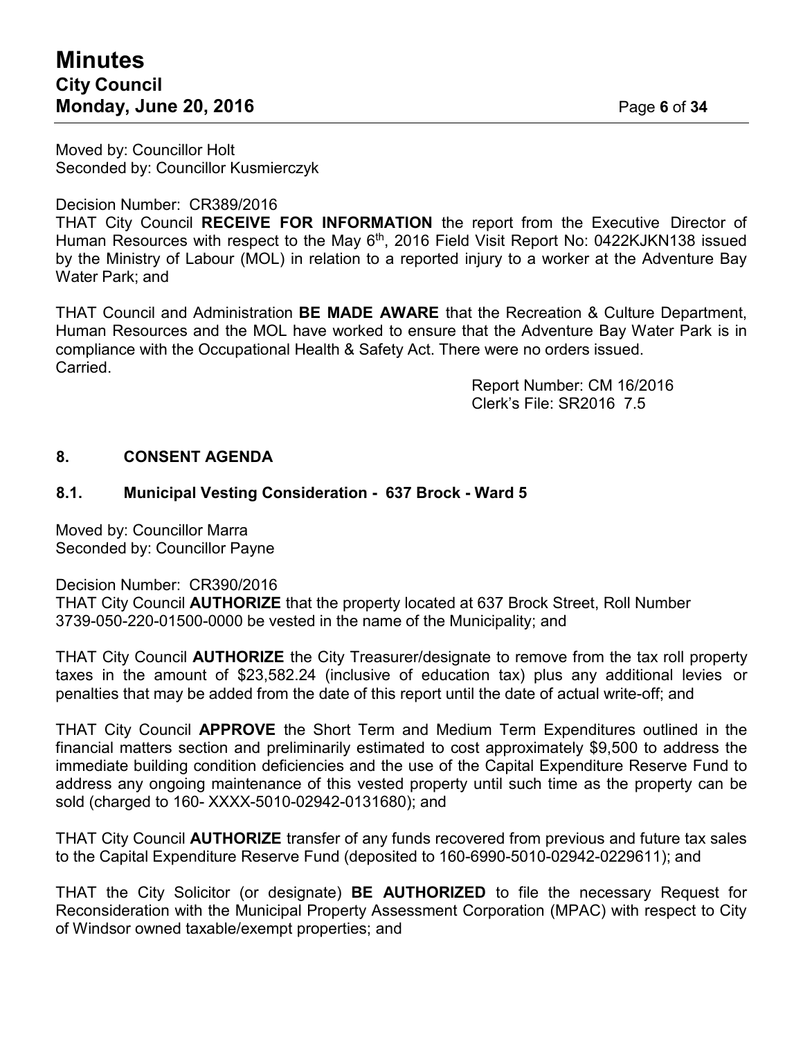Moved by: Councillor Holt
Seconded by: Councillor Kusmierczyk

Decision Number: CR389/2016
THAT City Council **RECEIVE FOR INFORMATION** the report from the Executive Director of Human Resources with respect to the May 6th, 2016 Field Visit Report No: 0422KJKN138 issued by the Ministry of Labour (MOL) in relation to a reported injury to a worker at the Adventure Bay Water Park; and

THAT Council and Administration **BE MADE AWARE** that the Recreation & Culture Department, Human Resources and the MOL have worked to ensure that the Adventure Bay Water Park is in compliance with the Occupational Health & Safety Act. There were no orders issued.
Carried.

Report Number: CM 16/2016
Clerk's File: SR2016 7.5

## 8. CONSENT AGENDA

### 8.1. Municipal Vesting Consideration - 637 Brock - Ward 5

Moved by: Councillor Marra
Seconded by: Councillor Payne

Decision Number: CR390/2016
THAT City Council **AUTHORIZE** that the property located at 637 Brock Street, Roll Number 3739-050-220-01500-0000 be vested in the name of the Municipality; and

THAT City Council **AUTHORIZE** the City Treasurer/designate to remove from the tax roll property taxes in the amount of $23,582.24 (inclusive of education tax) plus any additional levies or penalties that may be added from the date of this report until the date of actual write-off; and

THAT City Council **APPROVE** the Short Term and Medium Term Expenditures outlined in the financial matters section and preliminarily estimated to cost approximately $9,500 to address the immediate building condition deficiencies and the use of the Capital Expenditure Reserve Fund to address any ongoing maintenance of this vested property until such time as the property can be sold (charged to 160- XXXX-5010-02942-0131680); and

THAT City Council **AUTHORIZE** transfer of any funds recovered from previous and future tax sales to the Capital Expenditure Reserve Fund (deposited to 160-6990-5010-02942-0229611); and

THAT the City Solicitor (or designate) **BE AUTHORIZED** to file the necessary Request for Reconsideration with the Municipal Property Assessment Corporation (MPAC) with respect to City of Windsor owned taxable/exempt properties; and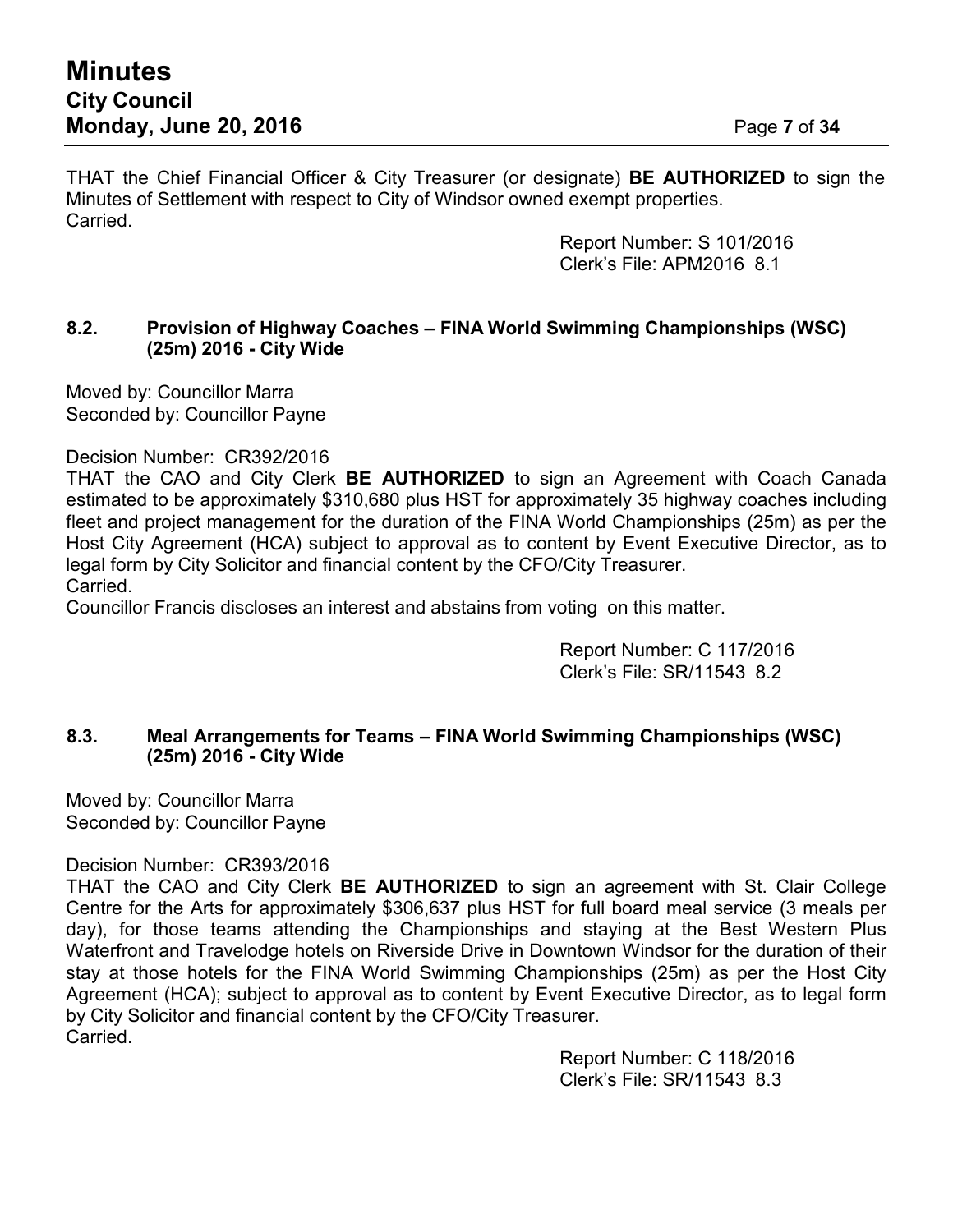THAT the Chief Financial Officer & City Treasurer (or designate) **BE AUTHORIZED** to sign the Minutes of Settlement with respect to City of Windsor owned exempt properties.
Carried.

Report Number: S 101/2016
Clerk's File: APM2016 8.1

### 8.2. Provision of Highway Coaches – FINA World Swimming Championships (WSC) (25m) 2016 - City Wide

Moved by: Councillor Marra
Seconded by: Councillor Payne

Decision Number: CR392/2016
THAT the CAO and City Clerk **BE AUTHORIZED** to sign an Agreement with Coach Canada estimated to be approximately $310,680 plus HST for approximately 35 highway coaches including fleet and project management for the duration of the FINA World Championships (25m) as per the Host City Agreement (HCA) subject to approval as to content by Event Executive Director, as to legal form by City Solicitor and financial content by the CFO/City Treasurer.
Carried.
Councillor Francis discloses an interest and abstains from voting on this matter.

Report Number: C 117/2016
Clerk's File: SR/11543 8.2

### 8.3. Meal Arrangements for Teams – FINA World Swimming Championships (WSC) (25m) 2016 - City Wide

Moved by: Councillor Marra
Seconded by: Councillor Payne

Decision Number: CR393/2016
THAT the CAO and City Clerk **BE AUTHORIZED** to sign an agreement with St. Clair College Centre for the Arts for approximately $306,637 plus HST for full board meal service (3 meals per day), for those teams attending the Championships and staying at the Best Western Plus Waterfront and Travelodge hotels on Riverside Drive in Downtown Windsor for the duration of their stay at those hotels for the FINA World Swimming Championships (25m) as per the Host City Agreement (HCA); subject to approval as to content by Event Executive Director, as to legal form by City Solicitor and financial content by the CFO/City Treasurer.
Carried.

Report Number: C 118/2016
Clerk's File: SR/11543 8.3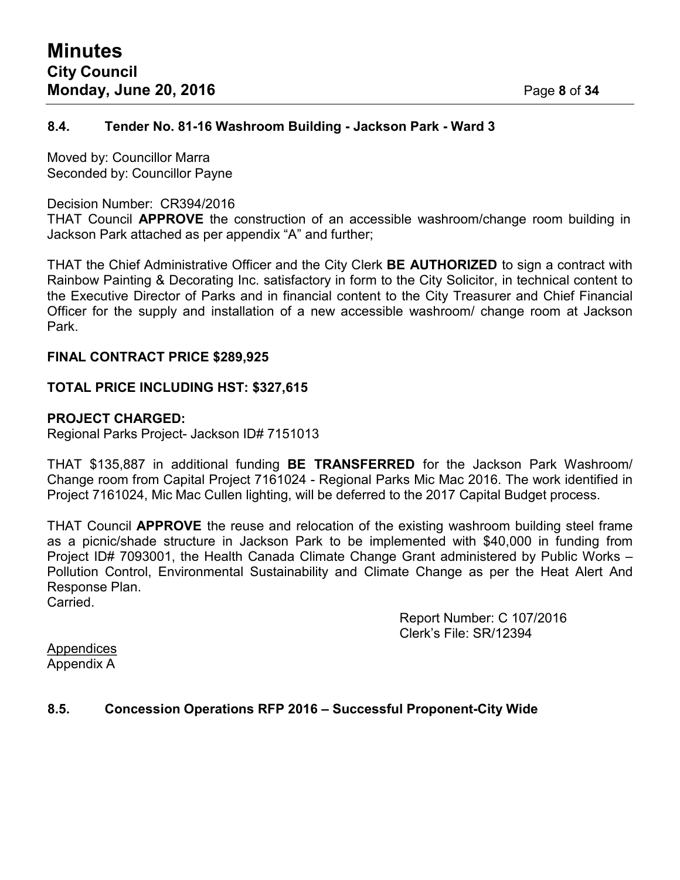### 8.4. Tender No. 81-16 Washroom Building - Jackson Park - Ward 3

Moved by: Councillor Marra
Seconded by: Councillor Payne

Decision Number: CR394/2016
THAT Council **APPROVE** the construction of an accessible washroom/change room building in Jackson Park attached as per appendix "A" and further;

THAT the Chief Administrative Officer and the City Clerk **BE AUTHORIZED** to sign a contract with Rainbow Painting & Decorating Inc. satisfactory in form to the City Solicitor, in technical content to the Executive Director of Parks and in financial content to the City Treasurer and Chief Financial Officer for the supply and installation of a new accessible washroom/ change room at Jackson Park.

**FINAL CONTRACT PRICE $289,925**

**TOTAL PRICE INCLUDING HST: $327,615**

**PROJECT CHARGED:**
Regional Parks Project- Jackson ID# 7151013

THAT $135,887 in additional funding **BE TRANSFERRED** for the Jackson Park Washroom/ Change room from Capital Project 7161024 - Regional Parks Mic Mac 2016. The work identified in Project 7161024, Mic Mac Cullen lighting, will be deferred to the 2017 Capital Budget process.

THAT Council **APPROVE** the reuse and relocation of the existing washroom building steel frame as a picnic/shade structure in Jackson Park to be implemented with $40,000 in funding from Project ID# 7093001, the Health Canada Climate Change Grant administered by Public Works – Pollution Control, Environmental Sustainability and Climate Change as per the Heat Alert And Response Plan.
Carried.

Report Number: C 107/2016
Clerk's File: SR/12394

Appendices
Appendix A

### 8.5. Concession Operations RFP 2016 – Successful Proponent-City Wide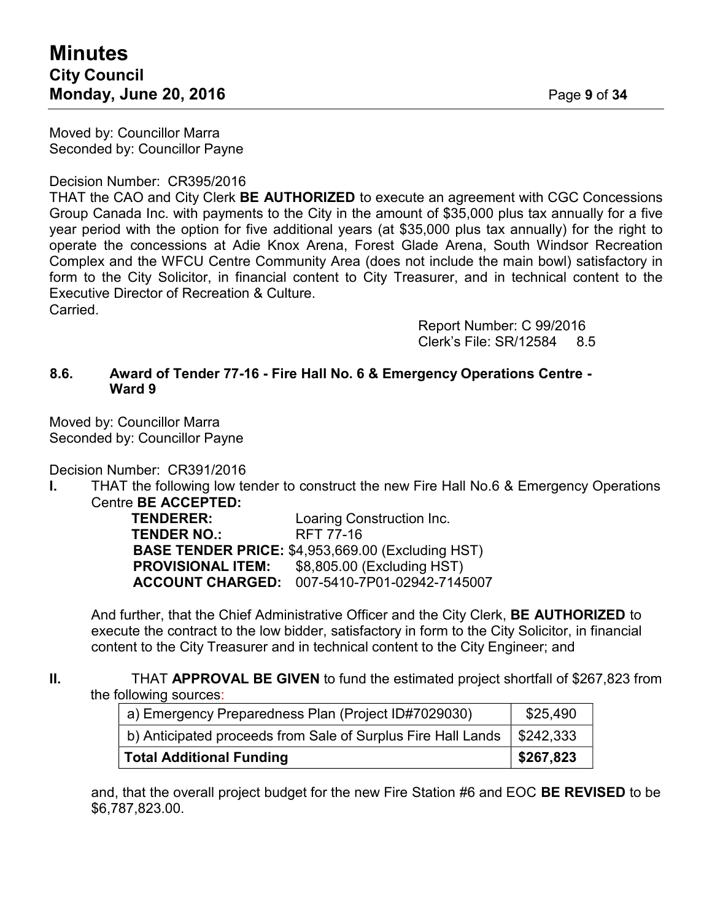Moved by: Councillor Marra
Seconded by: Councillor Payne

Decision Number: CR395/2016
THAT the CAO and City Clerk **BE AUTHORIZED** to execute an agreement with CGC Concessions Group Canada Inc. with payments to the City in the amount of $35,000 plus tax annually for a five year period with the option for five additional years (at $35,000 plus tax annually) for the right to operate the concessions at Adie Knox Arena, Forest Glade Arena, South Windsor Recreation Complex and the WFCU Centre Community Area (does not include the main bowl) satisfactory in form to the City Solicitor, in financial content to City Treasurer, and in technical content to the Executive Director of Recreation & Culture.
Carried.

Report Number: C 99/2016
Clerk's File: SR/12584 8.5

### 8.6. Award of Tender 77-16 - Fire Hall No. 6 & Emergency Operations Centre - Ward 9

Moved by: Councillor Marra
Seconded by: Councillor Payne

Decision Number: CR391/2016

**I.** THAT the following low tender to construct the new Fire Hall No.6 & Emergency Operations Centre **BE ACCEPTED:**

**TENDERER:** Loaring Construction Inc.
**TENDER NO.:** RFT 77-16
**BASE TENDER PRICE:** $4,953,669.00 (Excluding HST)
**PROVISIONAL ITEM:** $8,805.00 (Excluding HST)
**ACCOUNT CHARGED:** 007-5410-7P01-02942-7145007

And further, that the Chief Administrative Officer and the City Clerk, **BE AUTHORIZED** to execute the contract to the low bidder, satisfactory in form to the City Solicitor, in financial content to the City Treasurer and in technical content to the City Engineer; and

**II.** THAT **APPROVAL BE GIVEN** to fund the estimated project shortfall of $267,823 from the following sources:

| a) Emergency Preparedness Plan (Project ID#7029030) | $25,490 |
|---|---|
| b) Anticipated proceeds from Sale of Surplus Fire Hall Lands | $242,333 |
| **Total Additional Funding** | **$267,823** |

and, that the overall project budget for the new Fire Station #6 and EOC **BE REVISED** to be $6,787,823.00.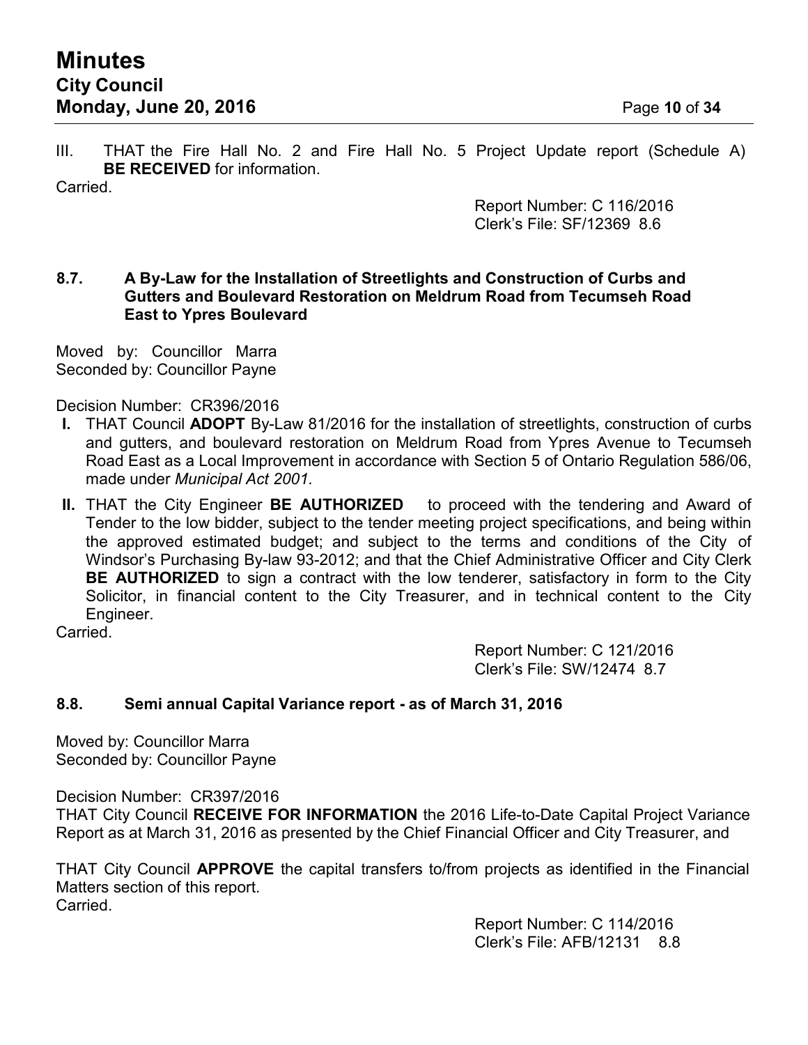III. THAT the Fire Hall No. 2 and Fire Hall No. 5 Project Update report (Schedule A) **BE RECEIVED** for information.

Carried.

Report Number: C 116/2016
Clerk's File: SF/12369 8.6

### 8.7. A By-Law for the Installation of Streetlights and Construction of Curbs and Gutters and Boulevard Restoration on Meldrum Road from Tecumseh Road East to Ypres Boulevard

Moved by: Councillor Marra
Seconded by: Councillor Payne

Decision Number: CR396/2016

**I.** THAT Council **ADOPT** By-Law 81/2016 for the installation of streetlights, construction of curbs and gutters, and boulevard restoration on Meldrum Road from Ypres Avenue to Tecumseh Road East as a Local Improvement in accordance with Section 5 of Ontario Regulation 586/06, made under *Municipal Act 2001.*

**II.** THAT the City Engineer **BE AUTHORIZED** to proceed with the tendering and Award of Tender to the low bidder, subject to the tender meeting project specifications, and being within the approved estimated budget; and subject to the terms and conditions of the City of Windsor's Purchasing By-law 93-2012; and that the Chief Administrative Officer and City Clerk **BE AUTHORIZED** to sign a contract with the low tenderer, satisfactory in form to the City Solicitor, in financial content to the City Treasurer, and in technical content to the City Engineer.

Carried.

Report Number: C 121/2016
Clerk's File: SW/12474 8.7

### 8.8. Semi annual Capital Variance report - as of March 31, 2016

Moved by: Councillor Marra
Seconded by: Councillor Payne

Decision Number: CR397/2016

THAT City Council **RECEIVE FOR INFORMATION** the 2016 Life-to-Date Capital Project Variance Report as at March 31, 2016 as presented by the Chief Financial Officer and City Treasurer, and

THAT City Council **APPROVE** the capital transfers to/from projects as identified in the Financial Matters section of this report.

Carried.

Report Number: C 114/2016
Clerk's File: AFB/12131 8.8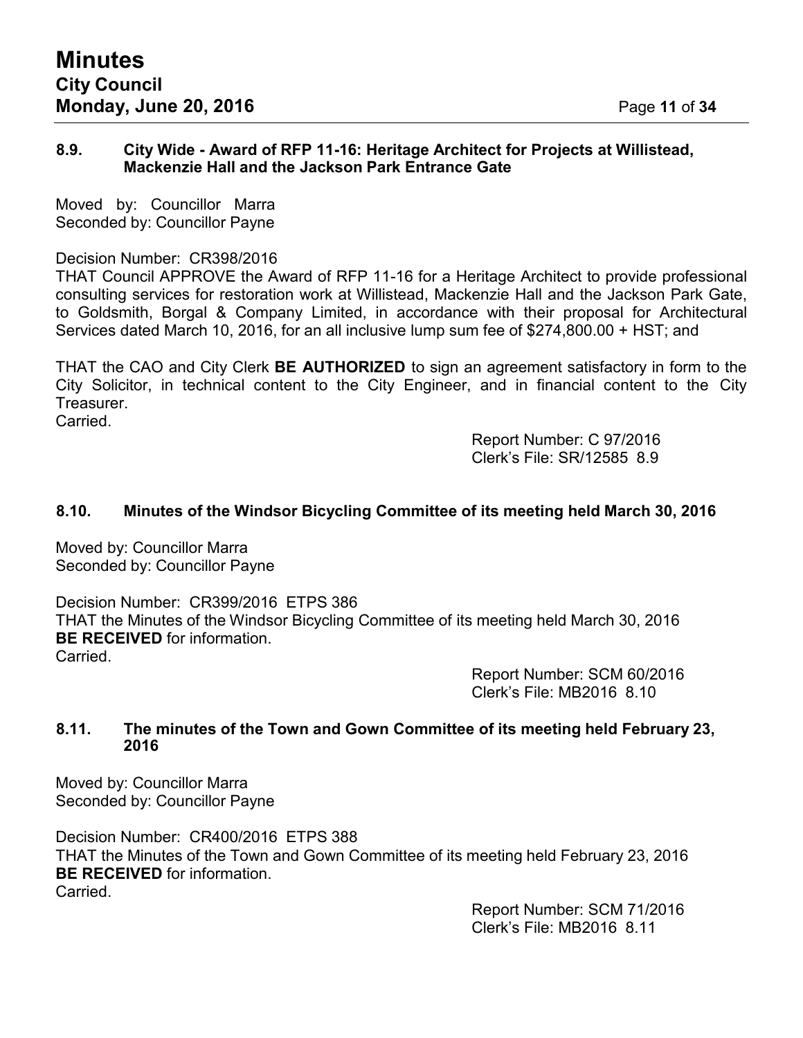### 8.9. City Wide - Award of RFP 11-16: Heritage Architect for Projects at Willistead, Mackenzie Hall and the Jackson Park Entrance Gate

Moved by: Councillor Marra
Seconded by: Councillor Payne

Decision Number: CR398/2016
THAT Council APPROVE the Award of RFP 11-16 for a Heritage Architect to provide professional consulting services for restoration work at Willistead, Mackenzie Hall and the Jackson Park Gate, to Goldsmith, Borgal & Company Limited, in accordance with their proposal for Architectural Services dated March 10, 2016, for an all inclusive lump sum fee of $274,800.00 + HST; and

THAT the CAO and City Clerk **BE AUTHORIZED** to sign an agreement satisfactory in form to the City Solicitor, in technical content to the City Engineer, and in financial content to the City Treasurer.
Carried.

Report Number: C 97/2016
Clerk's File: SR/12585 8.9

### 8.10. Minutes of the Windsor Bicycling Committee of its meeting held March 30, 2016

Moved by: Councillor Marra
Seconded by: Councillor Payne

Decision Number: CR399/2016 ETPS 386
THAT the Minutes of the Windsor Bicycling Committee of its meeting held March 30, 2016 **BE RECEIVED** for information.
Carried.

Report Number: SCM 60/2016
Clerk's File: MB2016 8.10

### 8.11. The minutes of the Town and Gown Committee of its meeting held February 23, 2016

Moved by: Councillor Marra
Seconded by: Councillor Payne

Decision Number: CR400/2016 ETPS 388
THAT the Minutes of the Town and Gown Committee of its meeting held February 23, 2016 **BE RECEIVED** for information.
Carried.

Report Number: SCM 71/2016
Clerk's File: MB2016 8.11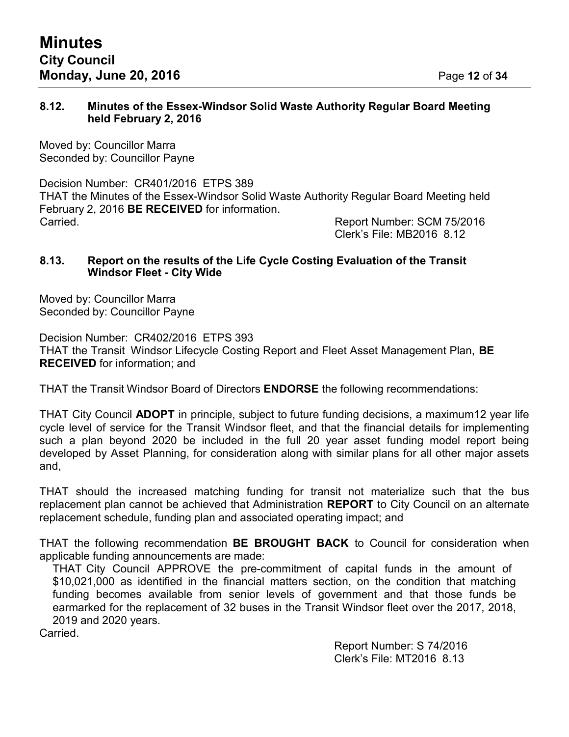### 8.12. Minutes of the Essex-Windsor Solid Waste Authority Regular Board Meeting held February 2, 2016

Moved by: Councillor Marra
Seconded by: Councillor Payne

Decision Number: CR401/2016 ETPS 389
THAT the Minutes of the Essex-Windsor Solid Waste Authority Regular Board Meeting held February 2, 2016 **BE RECEIVED** for information.
Carried.

Report Number: SCM 75/2016
Clerk's File: MB2016 8.12

### 8.13. Report on the results of the Life Cycle Costing Evaluation of the Transit Windsor Fleet - City Wide

Moved by: Councillor Marra
Seconded by: Councillor Payne

Decision Number: CR402/2016 ETPS 393
THAT the Transit Windsor Lifecycle Costing Report and Fleet Asset Management Plan, **BE RECEIVED** for information; and

THAT the Transit Windsor Board of Directors **ENDORSE** the following recommendations:

THAT City Council **ADOPT** in principle, subject to future funding decisions, a maximum12 year life cycle level of service for the Transit Windsor fleet, and that the financial details for implementing such a plan beyond 2020 be included in the full 20 year asset funding model report being developed by Asset Planning, for consideration along with similar plans for all other major assets and,

THAT should the increased matching funding for transit not materialize such that the bus replacement plan cannot be achieved that Administration **REPORT** to City Council on an alternate replacement schedule, funding plan and associated operating impact; and

THAT the following recommendation **BE BROUGHT BACK** to Council for consideration when applicable funding announcements are made:

> THAT City Council APPROVE the pre-commitment of capital funds in the amount of $10,021,000 as identified in the financial matters section, on the condition that matching funding becomes available from senior levels of government and that those funds be earmarked for the replacement of 32 buses in the Transit Windsor fleet over the 2017, 2018, 2019 and 2020 years.

Carried.

Report Number: S 74/2016
Clerk's File: MT2016 8.13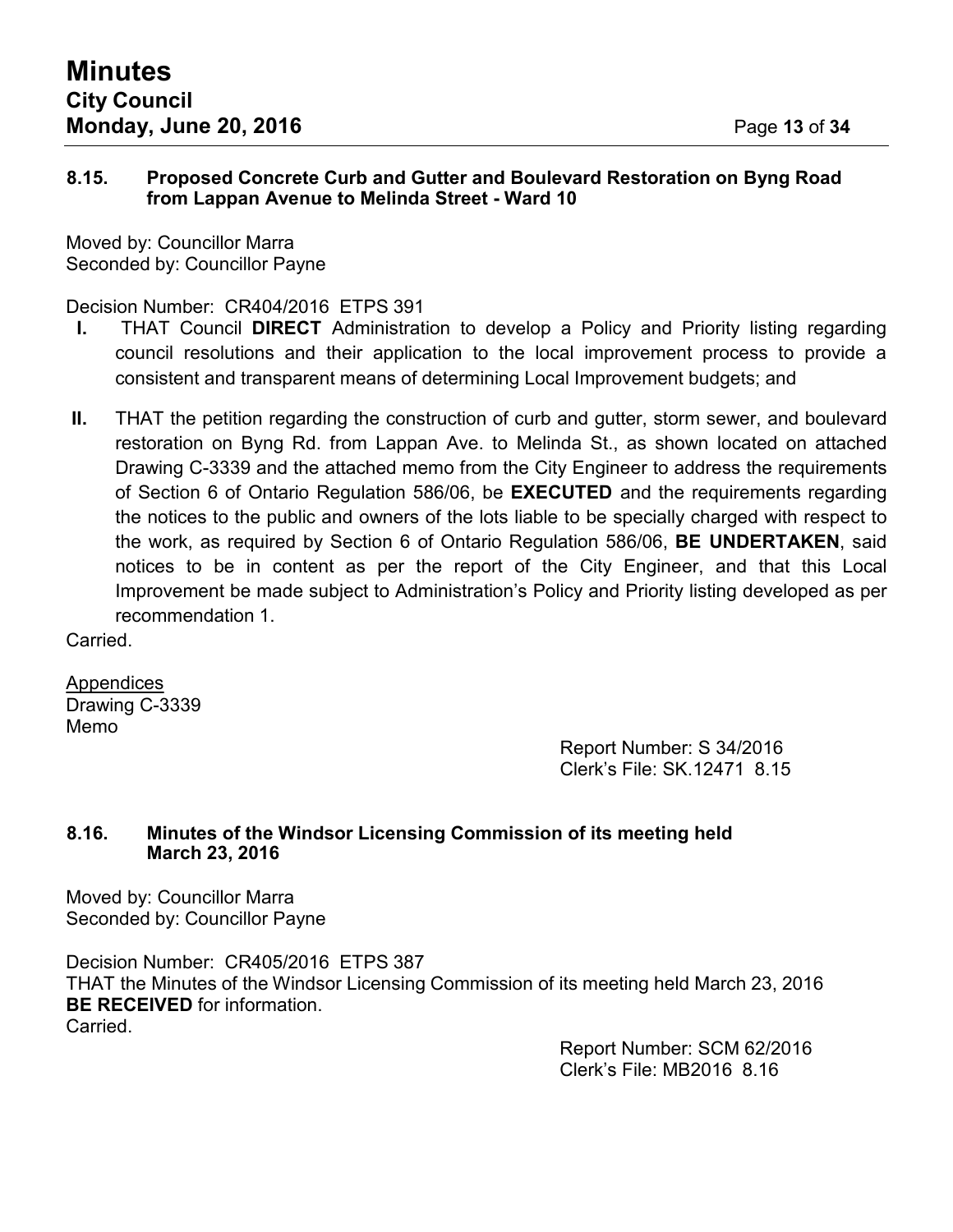### 8.15. Proposed Concrete Curb and Gutter and Boulevard Restoration on Byng Road from Lappan Avenue to Melinda Street - Ward 10

Moved by: Councillor Marra
Seconded by: Councillor Payne

Decision Number: CR404/2016 ETPS 391

- **I.** THAT Council **DIRECT** Administration to develop a Policy and Priority listing regarding council resolutions and their application to the local improvement process to provide a consistent and transparent means of determining Local Improvement budgets; and
- **II.** THAT the petition regarding the construction of curb and gutter, storm sewer, and boulevard restoration on Byng Rd. from Lappan Ave. to Melinda St., as shown located on attached Drawing C-3339 and the attached memo from the City Engineer to address the requirements of Section 6 of Ontario Regulation 586/06, be **EXECUTED** and the requirements regarding the notices to the public and owners of the lots liable to be specially charged with respect to the work, as required by Section 6 of Ontario Regulation 586/06, **BE UNDERTAKEN**, said notices to be in content as per the report of the City Engineer, and that this Local Improvement be made subject to Administration's Policy and Priority listing developed as per recommendation 1.

Carried.

Appendices
Drawing C-3339
Memo

Report Number: S 34/2016
Clerk's File: SK.12471 8.15

### 8.16. Minutes of the Windsor Licensing Commission of its meeting held March 23, 2016

Moved by: Councillor Marra
Seconded by: Councillor Payne

Decision Number: CR405/2016 ETPS 387
THAT the Minutes of the Windsor Licensing Commission of its meeting held March 23, 2016 **BE RECEIVED** for information.
Carried.

Report Number: SCM 62/2016
Clerk's File: MB2016 8.16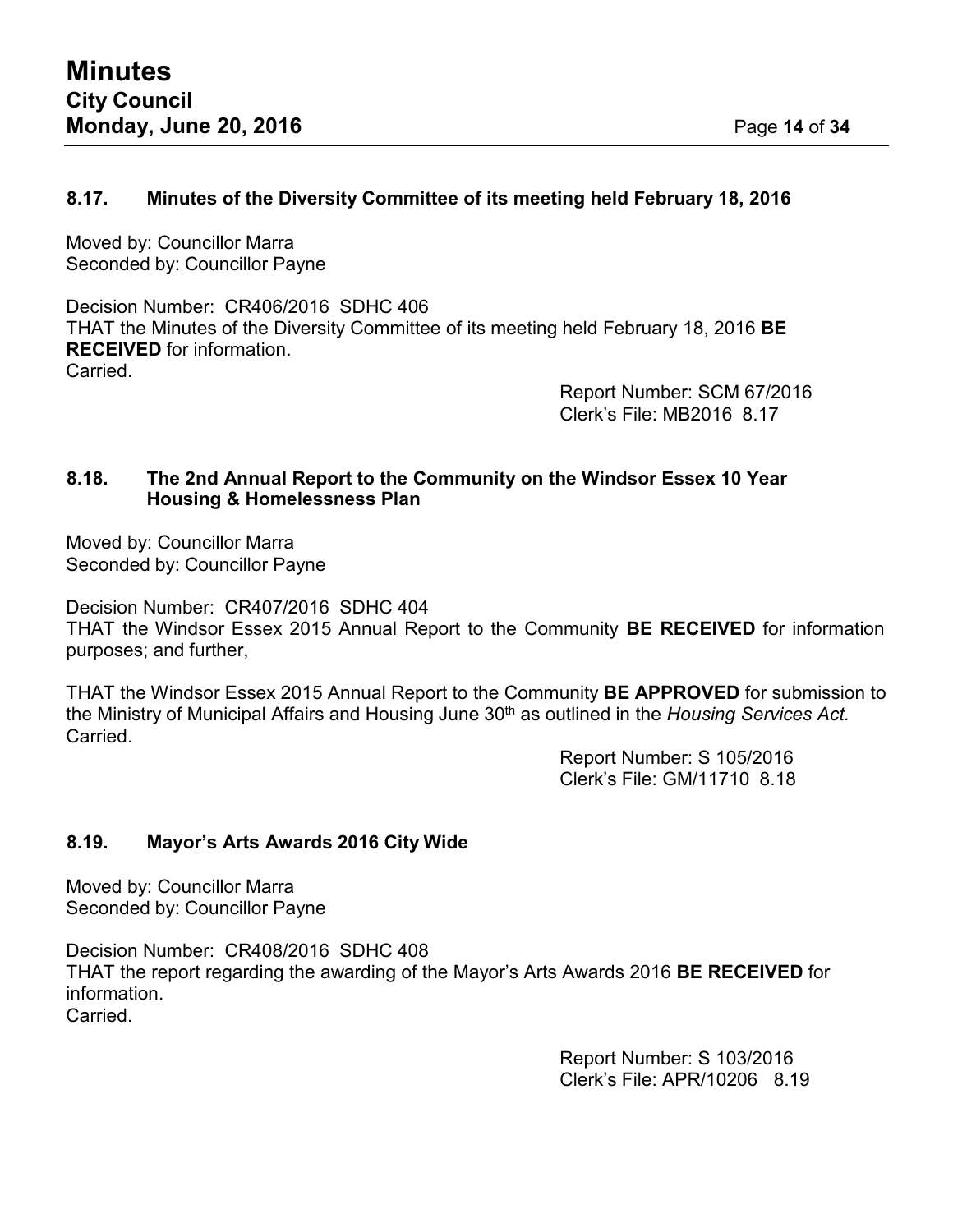### 8.17. Minutes of the Diversity Committee of its meeting held February 18, 2016

Moved by: Councillor Marra
Seconded by: Councillor Payne

Decision Number: CR406/2016 SDHC 406
THAT the Minutes of the Diversity Committee of its meeting held February 18, 2016 **BE RECEIVED** for information.
Carried.

Report Number: SCM 67/2016
Clerk's File: MB2016 8.17

### 8.18. The 2nd Annual Report to the Community on the Windsor Essex 10 Year Housing & Homelessness Plan

Moved by: Councillor Marra
Seconded by: Councillor Payne

Decision Number: CR407/2016 SDHC 404
THAT the Windsor Essex 2015 Annual Report to the Community **BE RECEIVED** for information purposes; and further,

THAT the Windsor Essex 2015 Annual Report to the Community **BE APPROVED** for submission to the Ministry of Municipal Affairs and Housing June 30th as outlined in the *Housing Services Act.*
Carried.

Report Number: S 105/2016
Clerk's File: GM/11710 8.18

### 8.19. Mayor's Arts Awards 2016 City Wide

Moved by: Councillor Marra
Seconded by: Councillor Payne

Decision Number: CR408/2016 SDHC 408
THAT the report regarding the awarding of the Mayor's Arts Awards 2016 **BE RECEIVED** for information.
Carried.

Report Number: S 103/2016
Clerk's File: APR/10206 8.19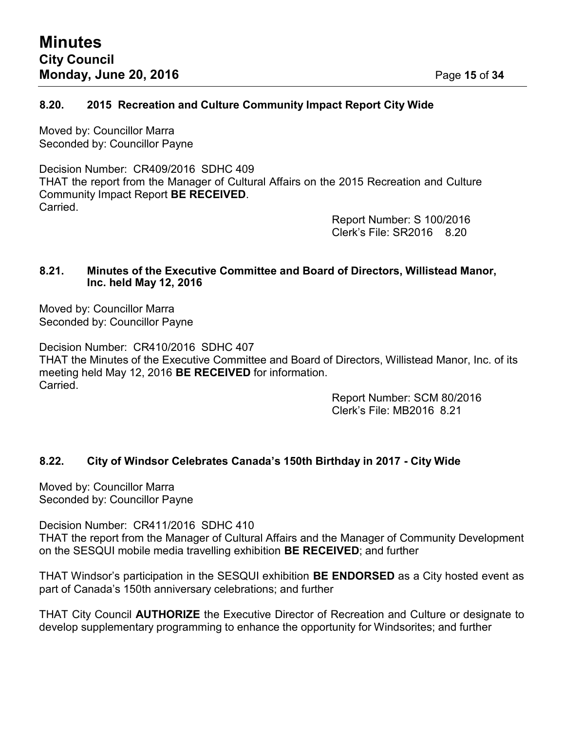### 8.20. 2015 Recreation and Culture Community Impact Report City Wide

Moved by: Councillor Marra
Seconded by: Councillor Payne

Decision Number: CR409/2016 SDHC 409
THAT the report from the Manager of Cultural Affairs on the 2015 Recreation and Culture Community Impact Report **BE RECEIVED**.
Carried.

Report Number: S 100/2016
Clerk's File: SR2016 8.20

### 8.21. Minutes of the Executive Committee and Board of Directors, Willistead Manor, Inc. held May 12, 2016

Moved by: Councillor Marra
Seconded by: Councillor Payne

Decision Number: CR410/2016 SDHC 407
THAT the Minutes of the Executive Committee and Board of Directors, Willistead Manor, Inc. of its meeting held May 12, 2016 **BE RECEIVED** for information.
Carried.

Report Number: SCM 80/2016
Clerk's File: MB2016 8.21

### 8.22. City of Windsor Celebrates Canada's 150th Birthday in 2017 - City Wide

Moved by: Councillor Marra
Seconded by: Councillor Payne

Decision Number: CR411/2016 SDHC 410
THAT the report from the Manager of Cultural Affairs and the Manager of Community Development on the SESQUI mobile media travelling exhibition **BE RECEIVED**; and further

THAT Windsor's participation in the SESQUI exhibition **BE ENDORSED** as a City hosted event as part of Canada's 150th anniversary celebrations; and further

THAT City Council **AUTHORIZE** the Executive Director of Recreation and Culture or designate to develop supplementary programming to enhance the opportunity for Windsorites; and further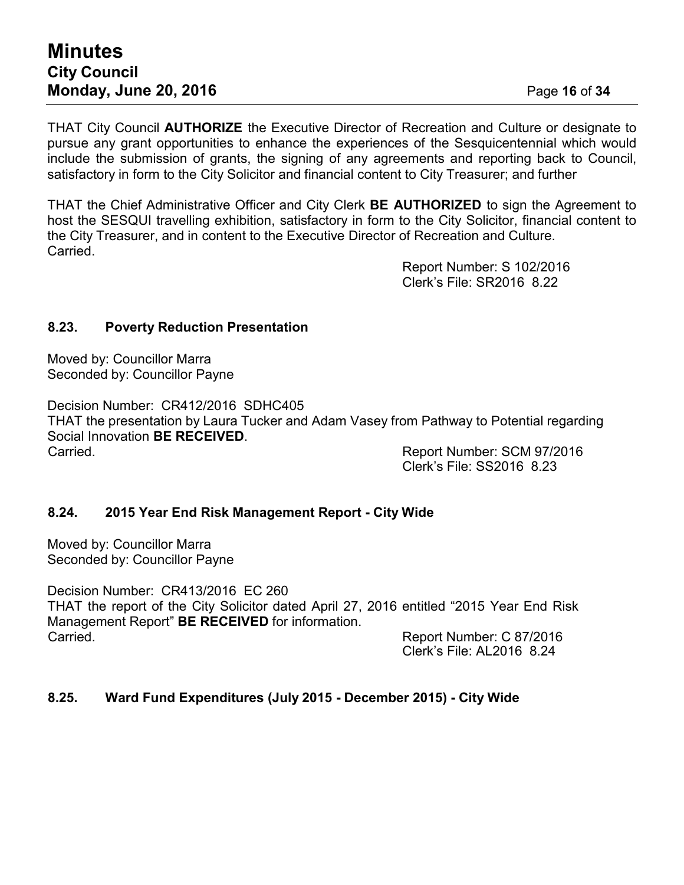THAT City Council **AUTHORIZE** the Executive Director of Recreation and Culture or designate to pursue any grant opportunities to enhance the experiences of the Sesquicentennial which would include the submission of grants, the signing of any agreements and reporting back to Council, satisfactory in form to the City Solicitor and financial content to City Treasurer; and further

THAT the Chief Administrative Officer and City Clerk **BE AUTHORIZED** to sign the Agreement to host the SESQUI travelling exhibition, satisfactory in form to the City Solicitor, financial content to the City Treasurer, and in content to the Executive Director of Recreation and Culture.
Carried.

Report Number: S 102/2016
Clerk's File: SR2016 8.22

### 8.23. Poverty Reduction Presentation

Moved by: Councillor Marra
Seconded by: Councillor Payne

Decision Number: CR412/2016 SDHC405
THAT the presentation by Laura Tucker and Adam Vasey from Pathway to Potential regarding Social Innovation **BE RECEIVED**.
Carried.

Report Number: SCM 97/2016
Clerk's File: SS2016 8.23

### 8.24. 2015 Year End Risk Management Report - City Wide

Moved by: Councillor Marra
Seconded by: Councillor Payne

Decision Number: CR413/2016 EC 260
THAT the report of the City Solicitor dated April 27, 2016 entitled "2015 Year End Risk Management Report" **BE RECEIVED** for information.
Carried.

Report Number: C 87/2016
Clerk's File: AL2016 8.24

### 8.25. Ward Fund Expenditures (July 2015 - December 2015) - City Wide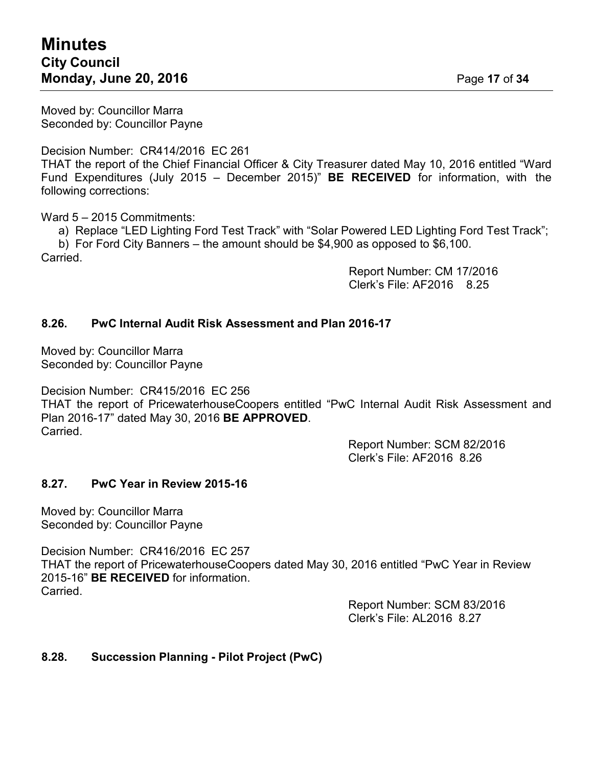Moved by: Councillor Marra
Seconded by: Councillor Payne

Decision Number: CR414/2016 EC 261
THAT the report of the Chief Financial Officer & City Treasurer dated May 10, 2016 entitled "Ward Fund Expenditures (July 2015 – December 2015)" **BE RECEIVED** for information, with the following corrections:

Ward 5 – 2015 Commitments:

a) Replace "LED Lighting Ford Test Track" with "Solar Powered LED Lighting Ford Test Track";
b) For Ford City Banners – the amount should be $4,900 as opposed to $6,100.

Carried.

Report Number: CM 17/2016
Clerk's File: AF2016 8.25

### 8.26. PwC Internal Audit Risk Assessment and Plan 2016-17

Moved by: Councillor Marra
Seconded by: Councillor Payne

Decision Number: CR415/2016 EC 256
THAT the report of PricewaterhouseCoopers entitled "PwC Internal Audit Risk Assessment and Plan 2016-17" dated May 30, 2016 **BE APPROVED**.
Carried.

Report Number: SCM 82/2016
Clerk's File: AF2016 8.26

### 8.27. PwC Year in Review 2015-16

Moved by: Councillor Marra
Seconded by: Councillor Payne

Decision Number: CR416/2016 EC 257
THAT the report of PricewaterhouseCoopers dated May 30, 2016 entitled "PwC Year in Review 2015-16" **BE RECEIVED** for information.
Carried.

Report Number: SCM 83/2016
Clerk's File: AL2016 8.27

### 8.28. Succession Planning - Pilot Project (PwC)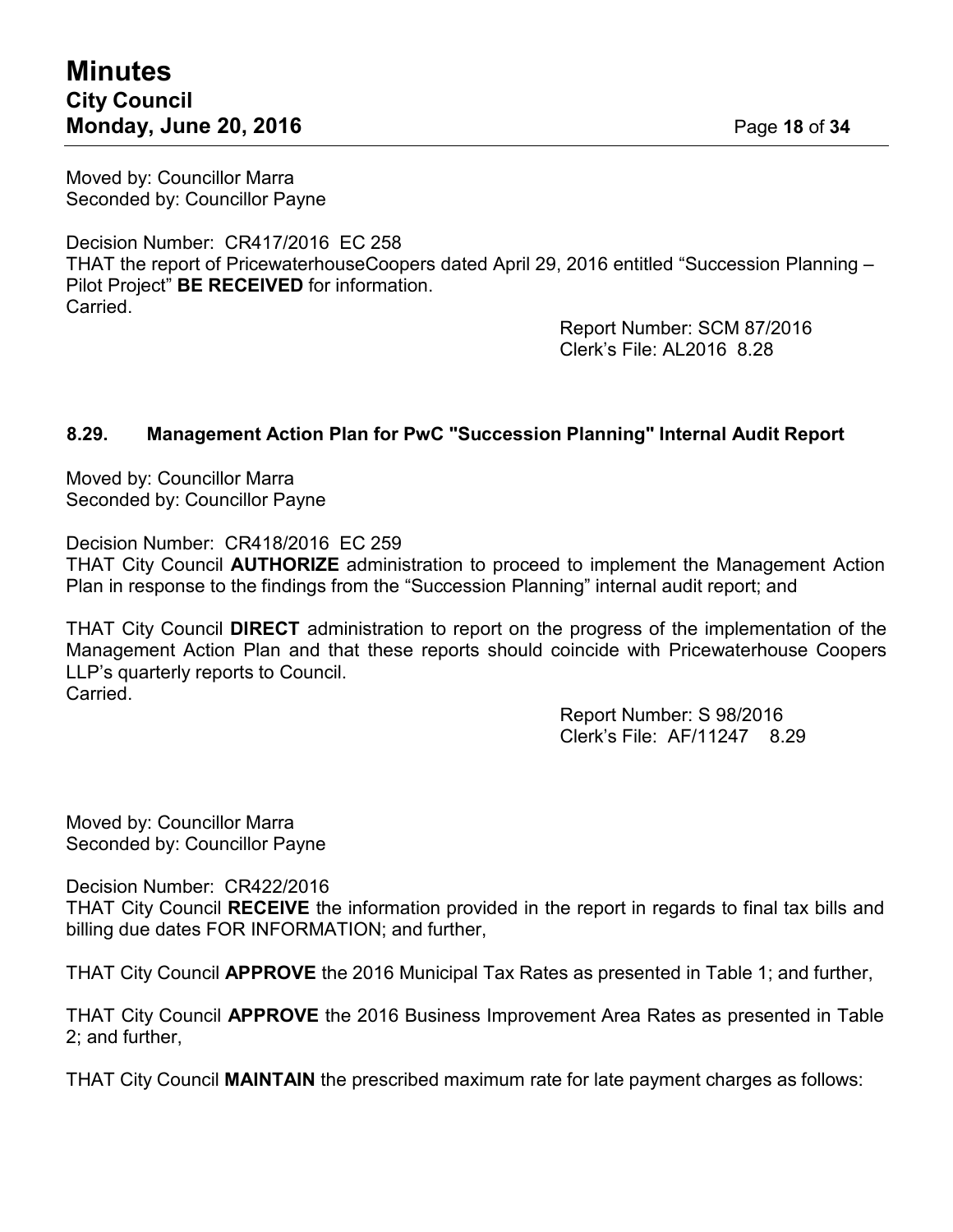Moved by: Councillor Marra
Seconded by: Councillor Payne

Decision Number: CR417/2016 EC 258
THAT the report of PricewaterhouseCoopers dated April 29, 2016 entitled "Succession Planning – Pilot Project" **BE RECEIVED** for information.
Carried.

Report Number: SCM 87/2016
Clerk's File: AL2016 8.28

### 8.29. Management Action Plan for PwC "Succession Planning" Internal Audit Report

Moved by: Councillor Marra
Seconded by: Councillor Payne

Decision Number: CR418/2016 EC 259
THAT City Council **AUTHORIZE** administration to proceed to implement the Management Action Plan in response to the findings from the "Succession Planning" internal audit report; and

THAT City Council **DIRECT** administration to report on the progress of the implementation of the Management Action Plan and that these reports should coincide with Pricewaterhouse Coopers LLP's quarterly reports to Council.
Carried.

Report Number: S 98/2016
Clerk's File: AF/11247 8.29

Moved by: Councillor Marra
Seconded by: Councillor Payne

Decision Number: CR422/2016
THAT City Council **RECEIVE** the information provided in the report in regards to final tax bills and billing due dates FOR INFORMATION; and further,

THAT City Council **APPROVE** the 2016 Municipal Tax Rates as presented in Table 1; and further,

THAT City Council **APPROVE** the 2016 Business Improvement Area Rates as presented in Table 2; and further,

THAT City Council **MAINTAIN** the prescribed maximum rate for late payment charges as follows: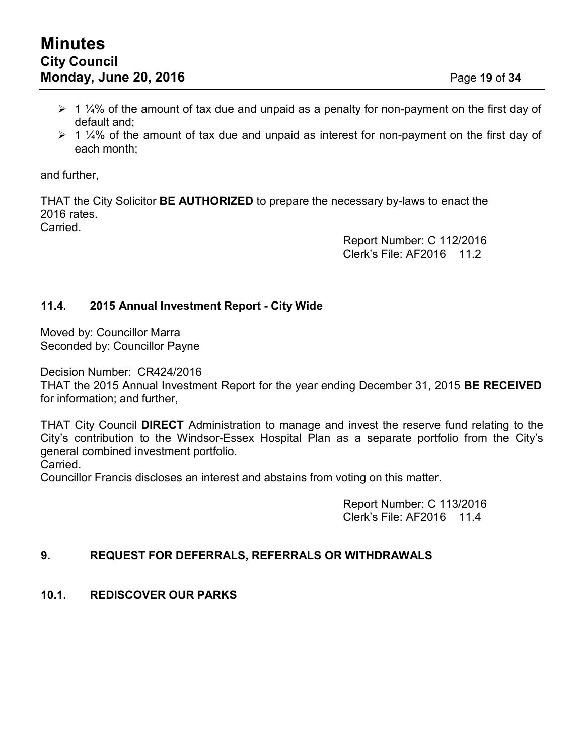- 1 ¼% of the amount of tax due and unpaid as a penalty for non-payment on the first day of default and;
- 1 ¼% of the amount of tax due and unpaid as interest for non-payment on the first day of each month;

and further,

THAT the City Solicitor **BE AUTHORIZED** to prepare the necessary by-laws to enact the 2016 rates.
Carried.

Report Number: C 112/2016
Clerk's File: AF2016 11.2

### 11.4. 2015 Annual Investment Report - City Wide

Moved by: Councillor Marra
Seconded by: Councillor Payne

Decision Number: CR424/2016
THAT the 2015 Annual Investment Report for the year ending December 31, 2015 **BE RECEIVED** for information; and further,

THAT City Council **DIRECT** Administration to manage and invest the reserve fund relating to the City's contribution to the Windsor-Essex Hospital Plan as a separate portfolio from the City's general combined investment portfolio.
Carried.
Councillor Francis discloses an interest and abstains from voting on this matter.

Report Number: C 113/2016
Clerk's File: AF2016 11.4

## 9. REQUEST FOR DEFERRALS, REFERRALS OR WITHDRAWALS

### 10.1. REDISCOVER OUR PARKS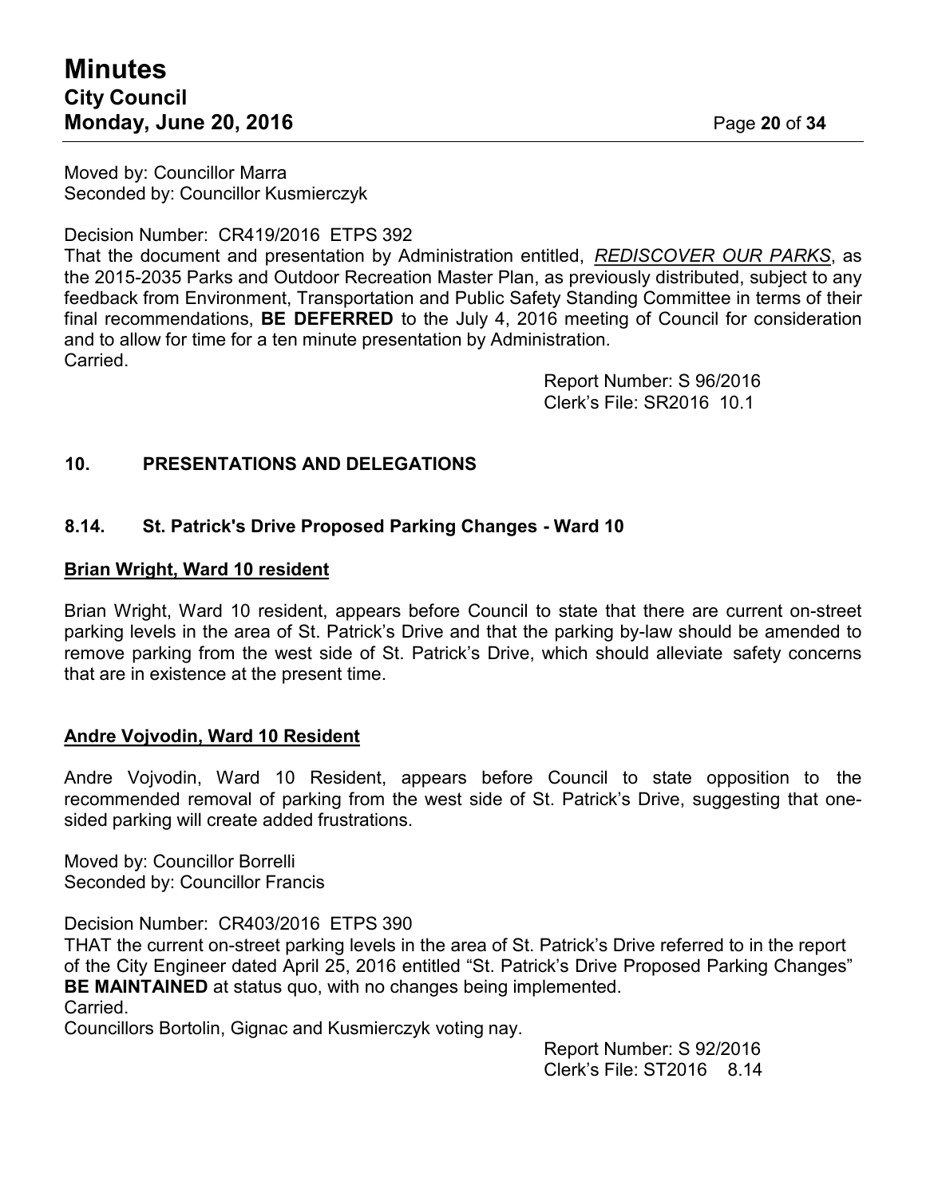Moved by: Councillor Marra
Seconded by: Councillor Kusmierczyk

Decision Number: CR419/2016 ETPS 392
That the document and presentation by Administration entitled, ***REDISCOVER OUR PARKS***, as the 2015-2035 Parks and Outdoor Recreation Master Plan, as previously distributed, subject to any feedback from Environment, Transportation and Public Safety Standing Committee in terms of their final recommendations, **BE DEFERRED** to the July 4, 2016 meeting of Council for consideration and to allow for time for a ten minute presentation by Administration.
Carried.

Report Number: S 96/2016
Clerk's File: SR2016 10.1

## 10. PRESENTATIONS AND DELEGATIONS

### 8.14. St. Patrick's Drive Proposed Parking Changes - Ward 10

**Brian Wright, Ward 10 resident**

Brian Wright, Ward 10 resident, appears before Council to state that there are current on-street parking levels in the area of St. Patrick's Drive and that the parking by-law should be amended to remove parking from the west side of St. Patrick's Drive, which should alleviate safety concerns that are in existence at the present time.

**Andre Vojvodin, Ward 10 Resident**

Andre Vojvodin, Ward 10 Resident, appears before Council to state opposition to the recommended removal of parking from the west side of St. Patrick's Drive, suggesting that one-sided parking will create added frustrations.

Moved by: Councillor Borrelli
Seconded by: Councillor Francis

Decision Number: CR403/2016 ETPS 390
THAT the current on-street parking levels in the area of St. Patrick's Drive referred to in the report of the City Engineer dated April 25, 2016 entitled "St. Patrick's Drive Proposed Parking Changes" **BE MAINTAINED** at status quo, with no changes being implemented.
Carried.
Councillors Bortolin, Gignac and Kusmierczyk voting nay.

Report Number: S 92/2016
Clerk's File: ST2016 8.14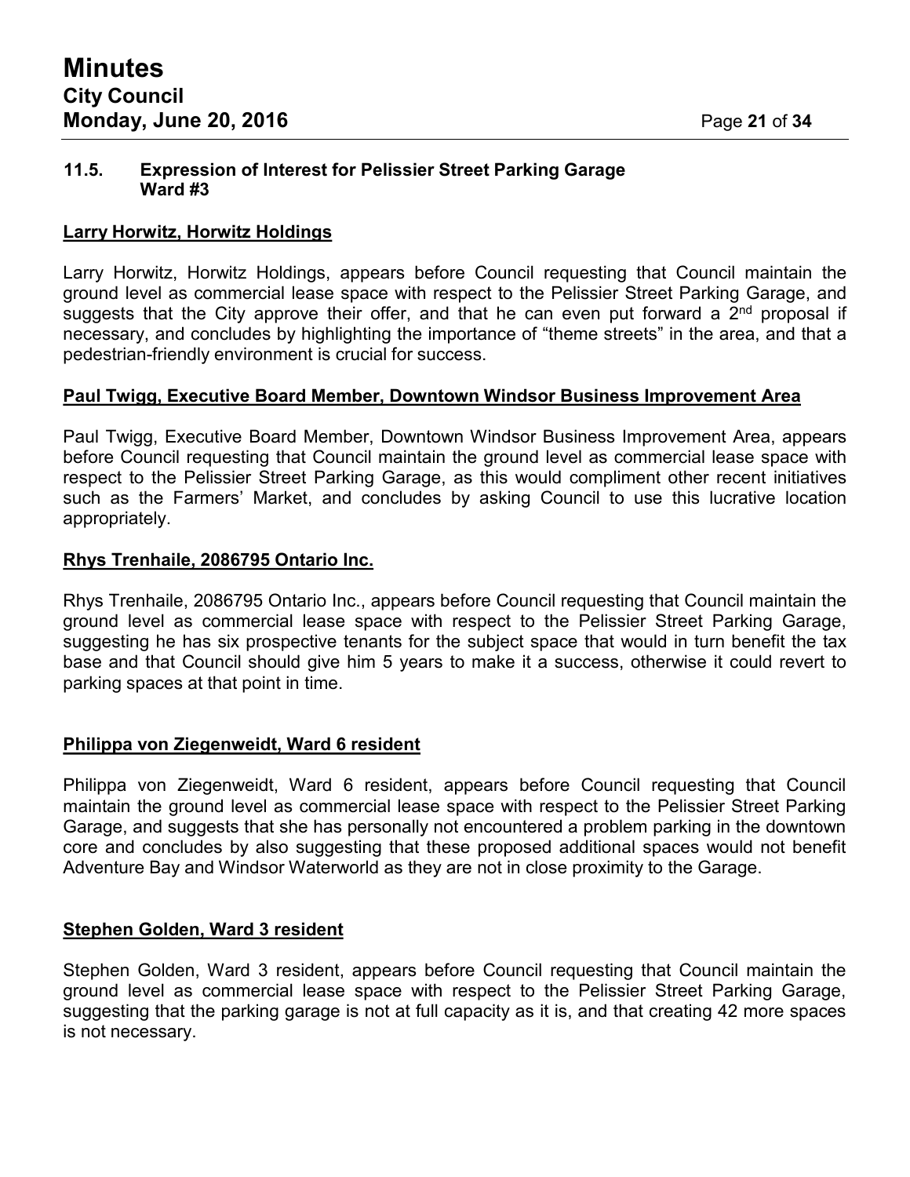### 11.5. Expression of Interest for Pelissier Street Parking Garage Ward #3

**Larry Horwitz, Horwitz Holdings**

Larry Horwitz, Horwitz Holdings, appears before Council requesting that Council maintain the ground level as commercial lease space with respect to the Pelissier Street Parking Garage, and suggests that the City approve their offer, and that he can even put forward a 2nd proposal if necessary, and concludes by highlighting the importance of "theme streets" in the area, and that a pedestrian-friendly environment is crucial for success.

**Paul Twigg, Executive Board Member, Downtown Windsor Business Improvement Area**

Paul Twigg, Executive Board Member, Downtown Windsor Business Improvement Area, appears before Council requesting that Council maintain the ground level as commercial lease space with respect to the Pelissier Street Parking Garage, as this would compliment other recent initiatives such as the Farmers' Market, and concludes by asking Council to use this lucrative location appropriately.

**Rhys Trenhaile, 2086795 Ontario Inc.**

Rhys Trenhaile, 2086795 Ontario Inc., appears before Council requesting that Council maintain the ground level as commercial lease space with respect to the Pelissier Street Parking Garage, suggesting he has six prospective tenants for the subject space that would in turn benefit the tax base and that Council should give him 5 years to make it a success, otherwise it could revert to parking spaces at that point in time.

**Philippa von Ziegenweidt, Ward 6 resident**

Philippa von Ziegenweidt, Ward 6 resident, appears before Council requesting that Council maintain the ground level as commercial lease space with respect to the Pelissier Street Parking Garage, and suggests that she has personally not encountered a problem parking in the downtown core and concludes by also suggesting that these proposed additional spaces would not benefit Adventure Bay and Windsor Waterworld as they are not in close proximity to the Garage.

**Stephen Golden, Ward 3 resident**

Stephen Golden, Ward 3 resident, appears before Council requesting that Council maintain the ground level as commercial lease space with respect to the Pelissier Street Parking Garage, suggesting that the parking garage is not at full capacity as it is, and that creating 42 more spaces is not necessary.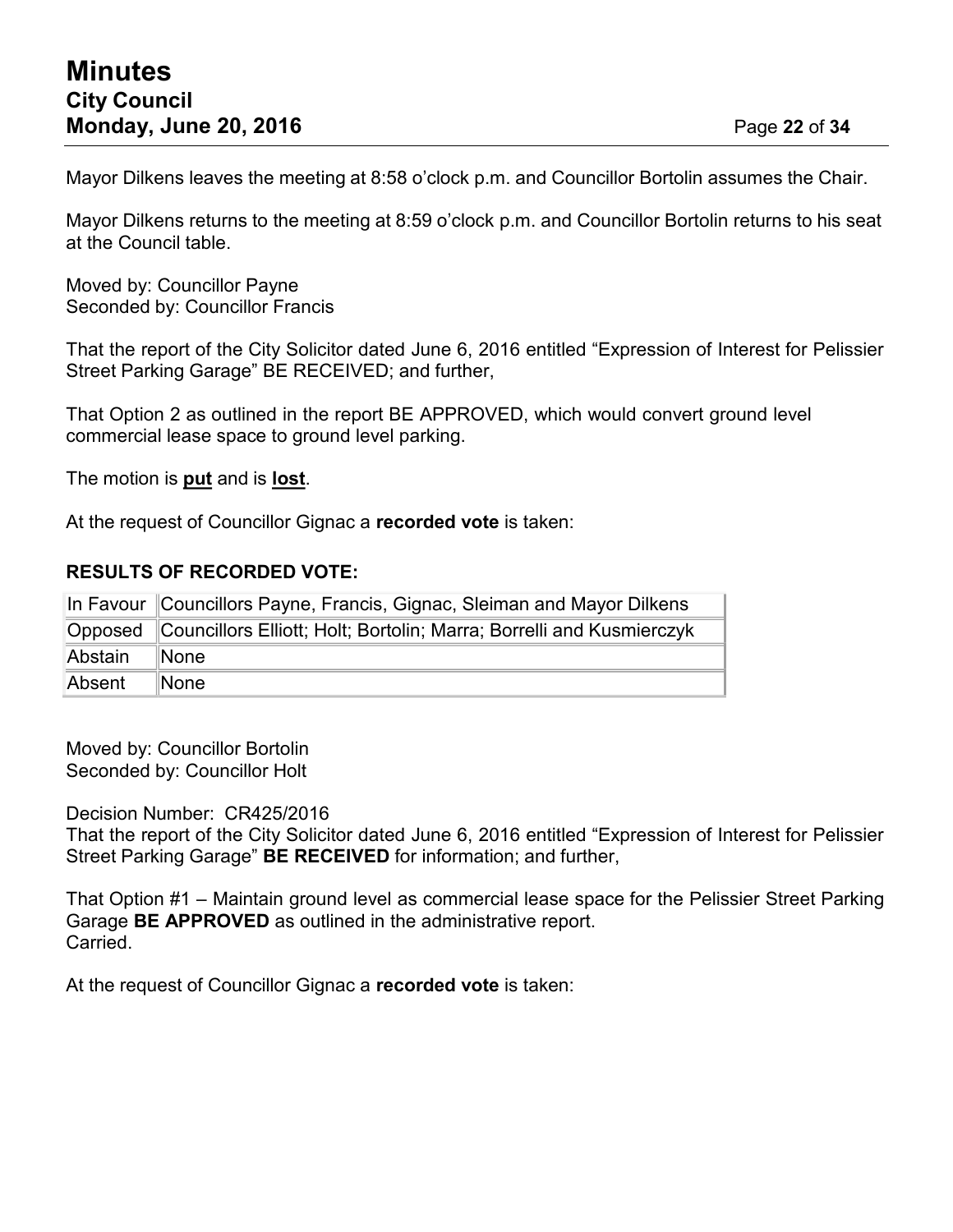Mayor Dilkens leaves the meeting at 8:58 o'clock p.m. and Councillor Bortolin assumes the Chair.

Mayor Dilkens returns to the meeting at 8:59 o'clock p.m. and Councillor Bortolin returns to his seat at the Council table.

Moved by: Councillor Payne
Seconded by: Councillor Francis

That the report of the City Solicitor dated June 6, 2016 entitled "Expression of Interest for Pelissier Street Parking Garage" BE RECEIVED; and further,

That Option 2 as outlined in the report BE APPROVED, which would convert ground level commercial lease space to ground level parking.

The motion is **put** and is **lost**.

At the request of Councillor Gignac a **recorded vote** is taken:

**RESULTS OF RECORDED VOTE:**

| In Favour | Councillors Payne, Francis, Gignac, Sleiman and Mayor Dilkens |
|---|---|
| Opposed | Councillors Elliott; Holt; Bortolin; Marra; Borrelli and Kusmierczyk |
| Abstain | None |
| Absent | None |

Moved by: Councillor Bortolin
Seconded by: Councillor Holt

Decision Number: CR425/2016
That the report of the City Solicitor dated June 6, 2016 entitled "Expression of Interest for Pelissier Street Parking Garage" **BE RECEIVED** for information; and further,

That Option #1 – Maintain ground level as commercial lease space for the Pelissier Street Parking Garage **BE APPROVED** as outlined in the administrative report.
Carried.

At the request of Councillor Gignac a **recorded vote** is taken: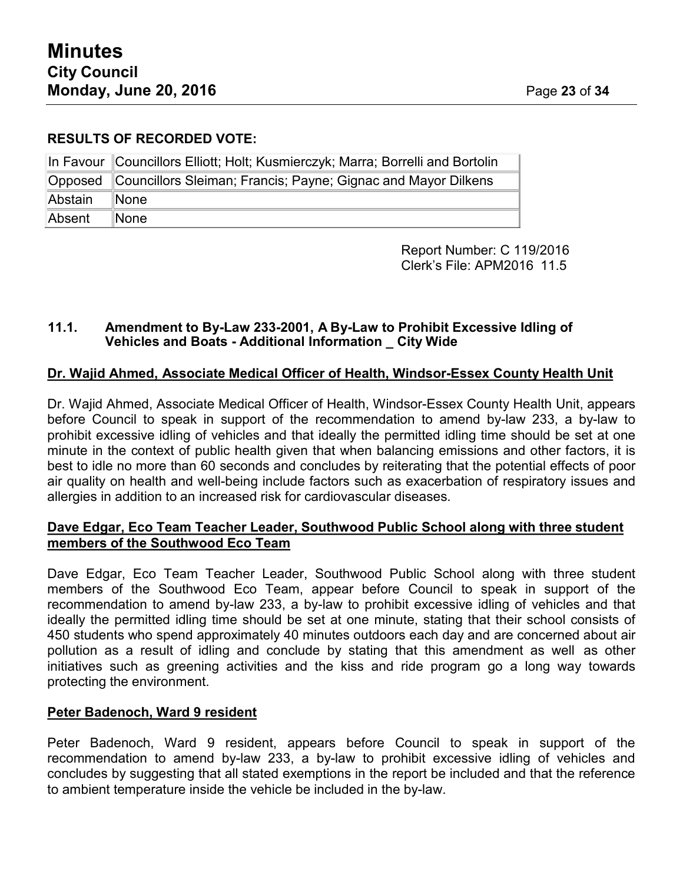**RESULTS OF RECORDED VOTE:**

| | |
|---|---|
| In Favour | Councillors Elliott; Holt; Kusmierczyk; Marra; Borrelli and Bortolin |
| Opposed | Councillors Sleiman; Francis; Payne; Gignac and Mayor Dilkens |
| Abstain | None |
| Absent | None |

Report Number: C 119/2016
Clerk's File: APM2016 11.5

### 11.1. Amendment to By-Law 233-2001, A By-Law to Prohibit Excessive Idling of Vehicles and Boats - Additional Information _ City Wide

**Dr. Wajid Ahmed, Associate Medical Officer of Health, Windsor-Essex County Health Unit**

Dr. Wajid Ahmed, Associate Medical Officer of Health, Windsor-Essex County Health Unit, appears before Council to speak in support of the recommendation to amend by-law 233, a by-law to prohibit excessive idling of vehicles and that ideally the permitted idling time should be set at one minute in the context of public health given that when balancing emissions and other factors, it is best to idle no more than 60 seconds and concludes by reiterating that the potential effects of poor air quality on health and well-being include factors such as exacerbation of respiratory issues and allergies in addition to an increased risk for cardiovascular diseases.

**Dave Edgar, Eco Team Teacher Leader, Southwood Public School along with three student members of the Southwood Eco Team**

Dave Edgar, Eco Team Teacher Leader, Southwood Public School along with three student members of the Southwood Eco Team, appear before Council to speak in support of the recommendation to amend by-law 233, a by-law to prohibit excessive idling of vehicles and that ideally the permitted idling time should be set at one minute, stating that their school consists of 450 students who spend approximately 40 minutes outdoors each day and are concerned about air pollution as a result of idling and conclude by stating that this amendment as well as other initiatives such as greening activities and the kiss and ride program go a long way towards protecting the environment.

**Peter Badenoch, Ward 9 resident**

Peter Badenoch, Ward 9 resident, appears before Council to speak in support of the recommendation to amend by-law 233, a by-law to prohibit excessive idling of vehicles and concludes by suggesting that all stated exemptions in the report be included and that the reference to ambient temperature inside the vehicle be included in the by-law.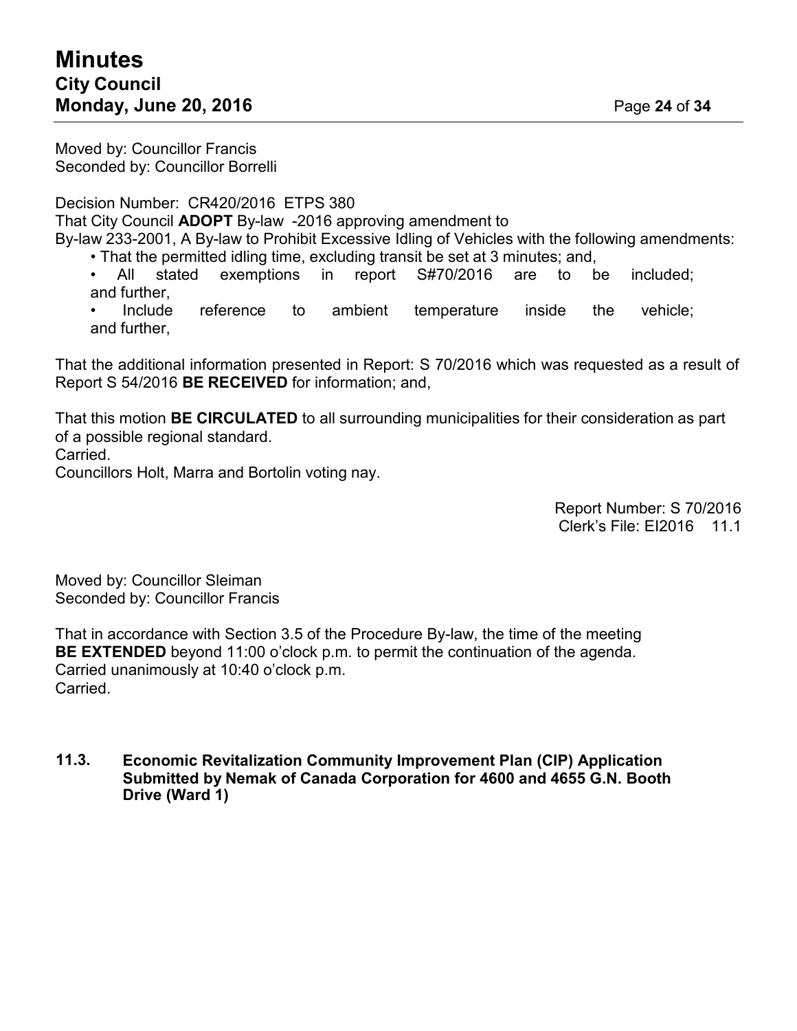Moved by: Councillor Francis
Seconded by: Councillor Borrelli

Decision Number: CR420/2016 ETPS 380
That City Council **ADOPT** By-law -2016 approving amendment to By-law 233-2001, A By-law to Prohibit Excessive Idling of Vehicles with the following amendments:

- That the permitted idling time, excluding transit be set at 3 minutes; and,
- All stated exemptions in report S#70/2016 are to be included; and further,
- Include reference to ambient temperature inside the vehicle; and further,

That the additional information presented in Report: S 70/2016 which was requested as a result of Report S 54/2016 **BE RECEIVED** for information; and,

That this motion **BE CIRCULATED** to all surrounding municipalities for their consideration as part of a possible regional standard.
Carried.
Councillors Holt, Marra and Bortolin voting nay.

Report Number: S 70/2016
Clerk's File: EI2016 11.1

Moved by: Councillor Sleiman
Seconded by: Councillor Francis

That in accordance with Section 3.5 of the Procedure By-law, the time of the meeting **BE EXTENDED** beyond 11:00 o'clock p.m. to permit the continuation of the agenda.
Carried unanimously at 10:40 o'clock p.m.
Carried.

### 11.3. Economic Revitalization Community Improvement Plan (CIP) Application Submitted by Nemak of Canada Corporation for 4600 and 4655 G.N. Booth Drive (Ward 1)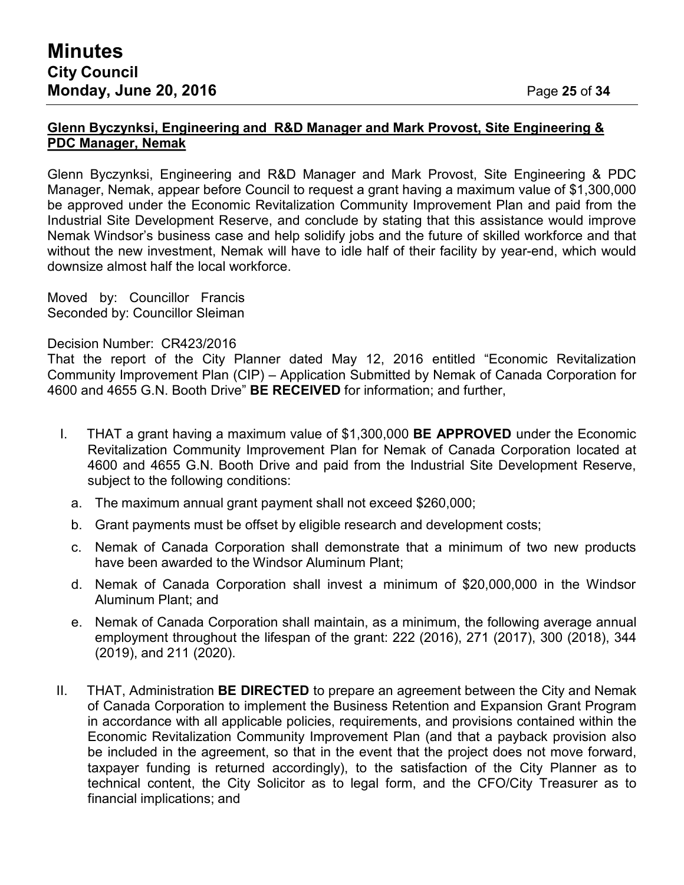**Glenn Byczynksi, Engineering and R&D Manager and Mark Provost, Site Engineering & PDC Manager, Nemak**

Glenn Byczynksi, Engineering and R&D Manager and Mark Provost, Site Engineering & PDC Manager, Nemak, appear before Council to request a grant having a maximum value of $1,300,000 be approved under the Economic Revitalization Community Improvement Plan and paid from the Industrial Site Development Reserve, and conclude by stating that this assistance would improve Nemak Windsor's business case and help solidify jobs and the future of skilled workforce and that without the new investment, Nemak will have to idle half of their facility by year-end, which would downsize almost half the local workforce.

Moved by: Councillor Francis
Seconded by: Councillor Sleiman

Decision Number: CR423/2016
That the report of the City Planner dated May 12, 2016 entitled "Economic Revitalization Community Improvement Plan (CIP) – Application Submitted by Nemak of Canada Corporation for 4600 and 4655 G.N. Booth Drive" **BE RECEIVED** for information; and further,

I. THAT a grant having a maximum value of $1,300,000 **BE APPROVED** under the Economic Revitalization Community Improvement Plan for Nemak of Canada Corporation located at 4600 and 4655 G.N. Booth Drive and paid from the Industrial Site Development Reserve, subject to the following conditions:
   a. The maximum annual grant payment shall not exceed $260,000;
   b. Grant payments must be offset by eligible research and development costs;
   c. Nemak of Canada Corporation shall demonstrate that a minimum of two new products have been awarded to the Windsor Aluminum Plant;
   d. Nemak of Canada Corporation shall invest a minimum of $20,000,000 in the Windsor Aluminum Plant; and
   e. Nemak of Canada Corporation shall maintain, as a minimum, the following average annual employment throughout the lifespan of the grant: 222 (2016), 271 (2017), 300 (2018), 344 (2019), and 211 (2020).

II. THAT, Administration **BE DIRECTED** to prepare an agreement between the City and Nemak of Canada Corporation to implement the Business Retention and Expansion Grant Program in accordance with all applicable policies, requirements, and provisions contained within the Economic Revitalization Community Improvement Plan (and that a payback provision also be included in the agreement, so that in the event that the project does not move forward, taxpayer funding is returned accordingly), to the satisfaction of the City Planner as to technical content, the City Solicitor as to legal form, and the CFO/City Treasurer as to financial implications; and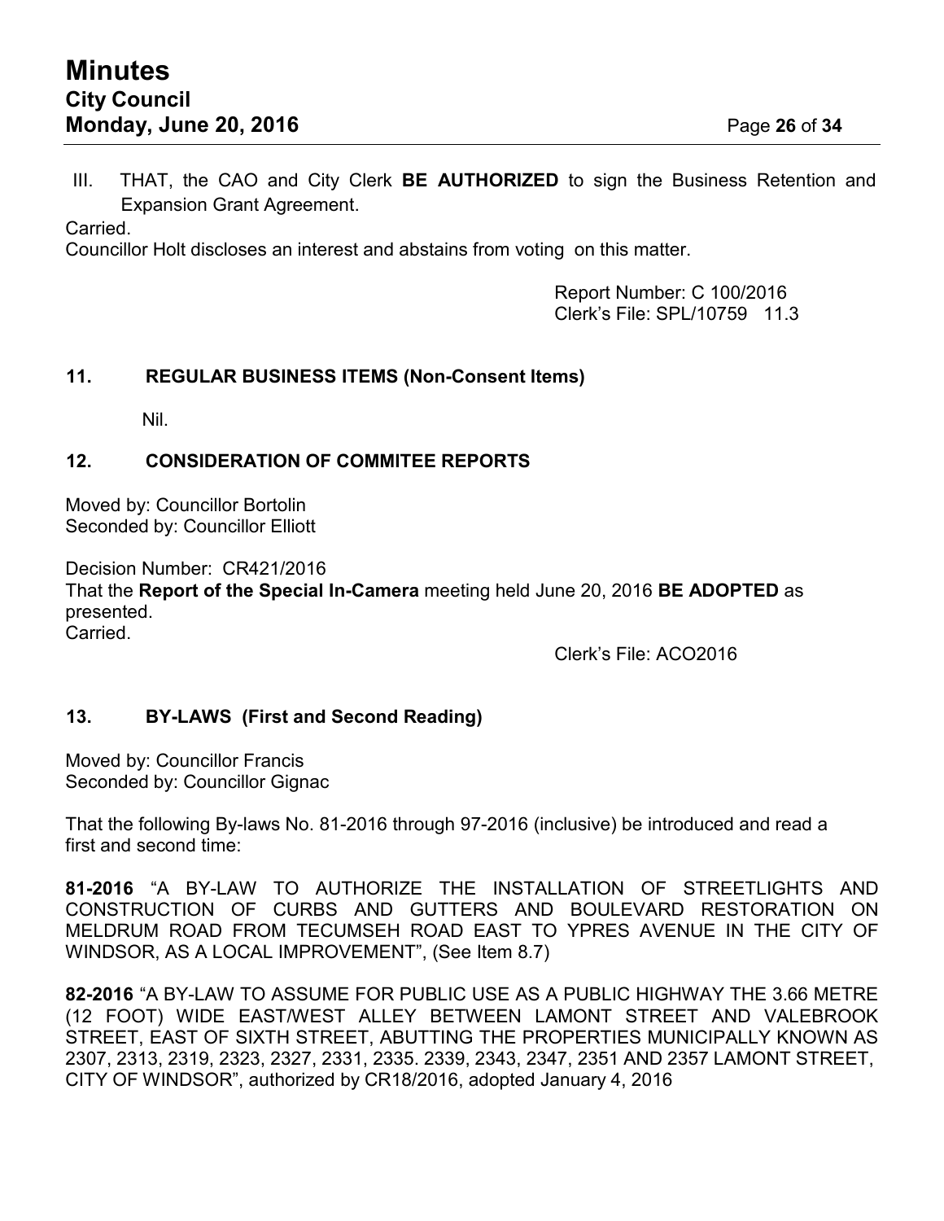III. THAT, the CAO and City Clerk **BE AUTHORIZED** to sign the Business Retention and Expansion Grant Agreement.

Carried.

Councillor Holt discloses an interest and abstains from voting on this matter.

Report Number: C 100/2016
Clerk's File: SPL/10759 11.3

## 11. REGULAR BUSINESS ITEMS (Non-Consent Items)

Nil.

## 12. CONSIDERATION OF COMMITEE REPORTS

Moved by: Councillor Bortolin
Seconded by: Councillor Elliott

Decision Number: CR421/2016
That the **Report of the Special In-Camera** meeting held June 20, 2016 **BE ADOPTED** as presented.
Carried.

Clerk's File: ACO2016

## 13. BY-LAWS (First and Second Reading)

Moved by: Councillor Francis
Seconded by: Councillor Gignac

That the following By-laws No. 81-2016 through 97-2016 (inclusive) be introduced and read a first and second time:

**81-2016** "A BY-LAW TO AUTHORIZE THE INSTALLATION OF STREETLIGHTS AND CONSTRUCTION OF CURBS AND GUTTERS AND BOULEVARD RESTORATION ON MELDRUM ROAD FROM TECUMSEH ROAD EAST TO YPRES AVENUE IN THE CITY OF WINDSOR, AS A LOCAL IMPROVEMENT", (See Item 8.7)

**82-2016** "A BY-LAW TO ASSUME FOR PUBLIC USE AS A PUBLIC HIGHWAY THE 3.66 METRE (12 FOOT) WIDE EAST/WEST ALLEY BETWEEN LAMONT STREET AND VALEBROOK STREET, EAST OF SIXTH STREET, ABUTTING THE PROPERTIES MUNICIPALLY KNOWN AS 2307, 2313, 2319, 2323, 2327, 2331, 2335. 2339, 2343, 2347, 2351 AND 2357 LAMONT STREET, CITY OF WINDSOR", authorized by CR18/2016, adopted January 4, 2016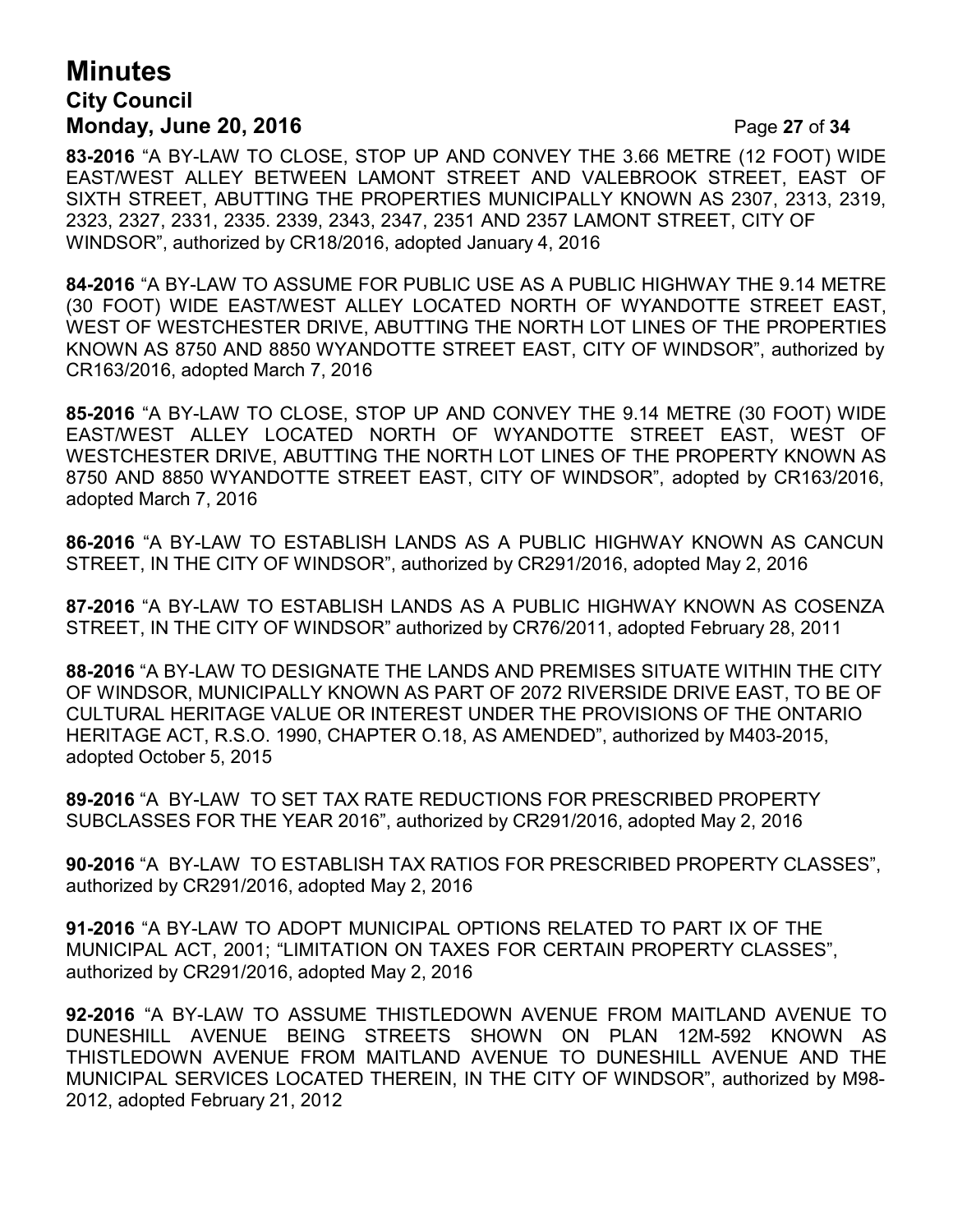**83-2016** "A BY-LAW TO CLOSE, STOP UP AND CONVEY THE 3.66 METRE (12 FOOT) WIDE EAST/WEST ALLEY BETWEEN LAMONT STREET AND VALEBROOK STREET, EAST OF SIXTH STREET, ABUTTING THE PROPERTIES MUNICIPALLY KNOWN AS 2307, 2313, 2319, 2323, 2327, 2331, 2335. 2339, 2343, 2347, 2351 AND 2357 LAMONT STREET, CITY OF WINDSOR", authorized by CR18/2016, adopted January 4, 2016

**84-2016** "A BY-LAW TO ASSUME FOR PUBLIC USE AS A PUBLIC HIGHWAY THE 9.14 METRE (30 FOOT) WIDE EAST/WEST ALLEY LOCATED NORTH OF WYANDOTTE STREET EAST, WEST OF WESTCHESTER DRIVE, ABUTTING THE NORTH LOT LINES OF THE PROPERTIES KNOWN AS 8750 AND 8850 WYANDOTTE STREET EAST, CITY OF WINDSOR", authorized by CR163/2016, adopted March 7, 2016

**85-2016** "A BY-LAW TO CLOSE, STOP UP AND CONVEY THE 9.14 METRE (30 FOOT) WIDE EAST/WEST ALLEY LOCATED NORTH OF WYANDOTTE STREET EAST, WEST OF WESTCHESTER DRIVE, ABUTTING THE NORTH LOT LINES OF THE PROPERTY KNOWN AS 8750 AND 8850 WYANDOTTE STREET EAST, CITY OF WINDSOR", adopted by CR163/2016, adopted March 7, 2016

**86-2016** "A BY-LAW TO ESTABLISH LANDS AS A PUBLIC HIGHWAY KNOWN AS CANCUN STREET, IN THE CITY OF WINDSOR", authorized by CR291/2016, adopted May 2, 2016

**87-2016** "A BY-LAW TO ESTABLISH LANDS AS A PUBLIC HIGHWAY KNOWN AS COSENZA STREET, IN THE CITY OF WINDSOR" authorized by CR76/2011, adopted February 28, 2011

**88-2016** "A BY-LAW TO DESIGNATE THE LANDS AND PREMISES SITUATE WITHIN THE CITY OF WINDSOR, MUNICIPALLY KNOWN AS PART OF 2072 RIVERSIDE DRIVE EAST, TO BE OF CULTURAL HERITAGE VALUE OR INTEREST UNDER THE PROVISIONS OF THE ONTARIO HERITAGE ACT, R.S.O. 1990, CHAPTER O.18, AS AMENDED", authorized by M403-2015, adopted October 5, 2015

**89-2016** "A BY-LAW TO SET TAX RATE REDUCTIONS FOR PRESCRIBED PROPERTY SUBCLASSES FOR THE YEAR 2016", authorized by CR291/2016, adopted May 2, 2016

**90-2016** "A BY-LAW TO ESTABLISH TAX RATIOS FOR PRESCRIBED PROPERTY CLASSES", authorized by CR291/2016, adopted May 2, 2016

**91-2016** "A BY-LAW TO ADOPT MUNICIPAL OPTIONS RELATED TO PART IX OF THE MUNICIPAL ACT, 2001; "LIMITATION ON TAXES FOR CERTAIN PROPERTY CLASSES", authorized by CR291/2016, adopted May 2, 2016

**92-2016** "A BY-LAW TO ASSUME THISTLEDOWN AVENUE FROM MAITLAND AVENUE TO DUNESHILL AVENUE BEING STREETS SHOWN ON PLAN 12M-592 KNOWN AS THISTLEDOWN AVENUE FROM MAITLAND AVENUE TO DUNESHILL AVENUE AND THE MUNICIPAL SERVICES LOCATED THEREIN, IN THE CITY OF WINDSOR", authorized by M98-2012, adopted February 21, 2012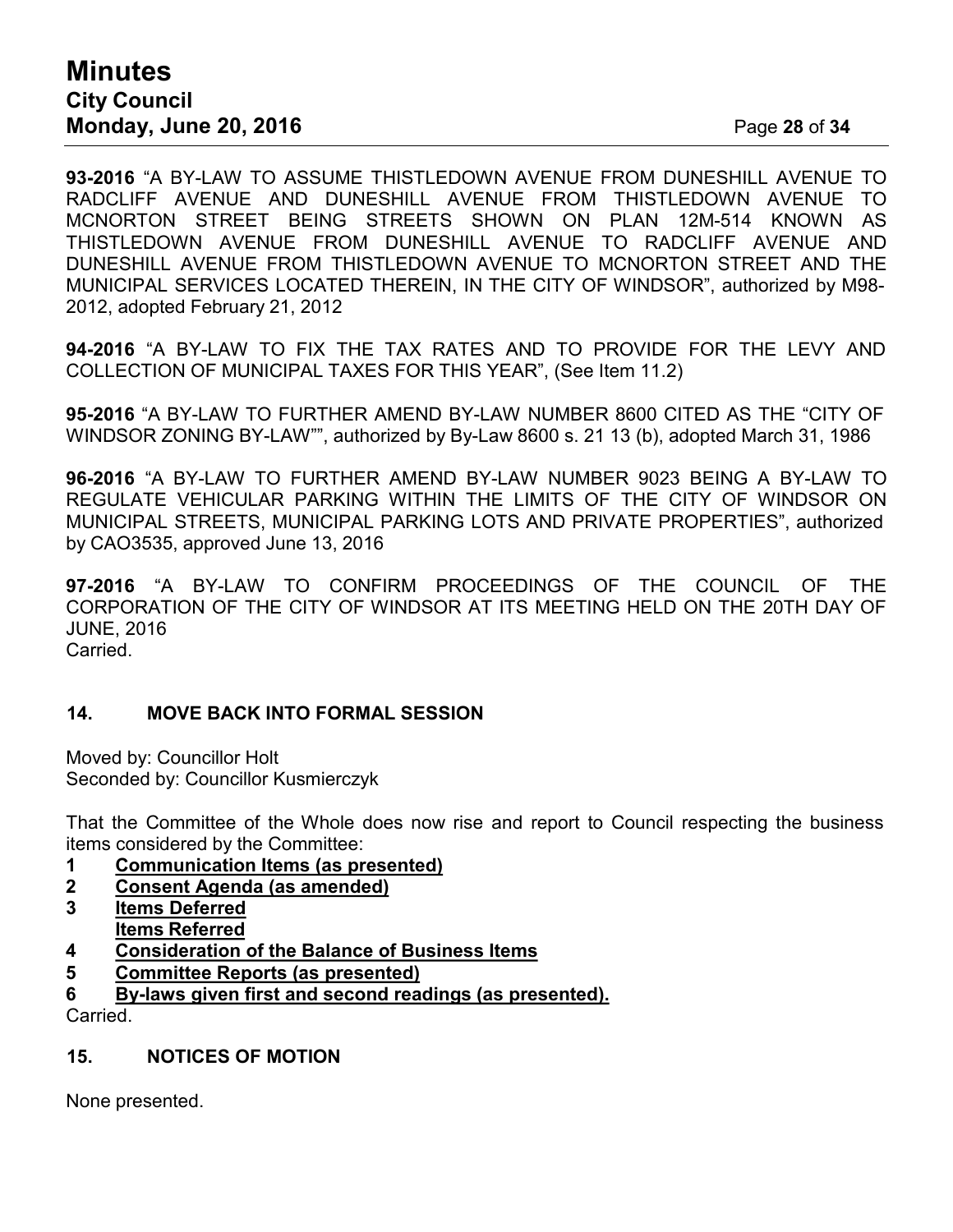**93-2016** “A BY-LAW TO ASSUME THISTLEDOWN AVENUE FROM DUNESHILL AVENUE TO RADCLIFF AVENUE AND DUNESHILL AVENUE FROM THISTLEDOWN AVENUE TO MCNORTON STREET BEING STREETS SHOWN ON PLAN 12M-514 KNOWN AS THISTLEDOWN AVENUE FROM DUNESHILL AVENUE TO RADCLIFF AVENUE AND DUNESHILL AVENUE FROM THISTLEDOWN AVENUE TO MCNORTON STREET AND THE MUNICIPAL SERVICES LOCATED THEREIN, IN THE CITY OF WINDSOR”, authorized by M98-2012, adopted February 21, 2012

**94-2016** “A BY-LAW TO FIX THE TAX RATES AND TO PROVIDE FOR THE LEVY AND COLLECTION OF MUNICIPAL TAXES FOR THIS YEAR”, (See Item 11.2)

**95-2016** “A BY-LAW TO FURTHER AMEND BY-LAW NUMBER 8600 CITED AS THE “CITY OF WINDSOR ZONING BY-LAW””, authorized by By-Law 8600 s. 21 13 (b), adopted March 31, 1986

**96-2016** “A BY-LAW TO FURTHER AMEND BY-LAW NUMBER 9023 BEING A BY-LAW TO REGULATE VEHICULAR PARKING WITHIN THE LIMITS OF THE CITY OF WINDSOR ON MUNICIPAL STREETS, MUNICIPAL PARKING LOTS AND PRIVATE PROPERTIES”, authorized by CAO3535, approved June 13, 2016

**97-2016** “A BY-LAW TO CONFIRM PROCEEDINGS OF THE COUNCIL OF THE CORPORATION OF THE CITY OF WINDSOR AT ITS MEETING HELD ON THE 20TH DAY OF JUNE, 2016
Carried.

## 14. MOVE BACK INTO FORMAL SESSION

Moved by: Councillor Holt
Seconded by: Councillor Kusmierczyk

That the Committee of the Whole does now rise and report to Council respecting the business items considered by the Committee:

1. **Communication Items (as presented)**
2. **Consent Agenda (as amended)**
3. **Items Deferred**
   **Items Referred**
4. **Consideration of the Balance of Business Items**
5. **Committee Reports (as presented)**
6. **By-laws given first and second readings (as presented).**

Carried.

## 15. NOTICES OF MOTION

None presented.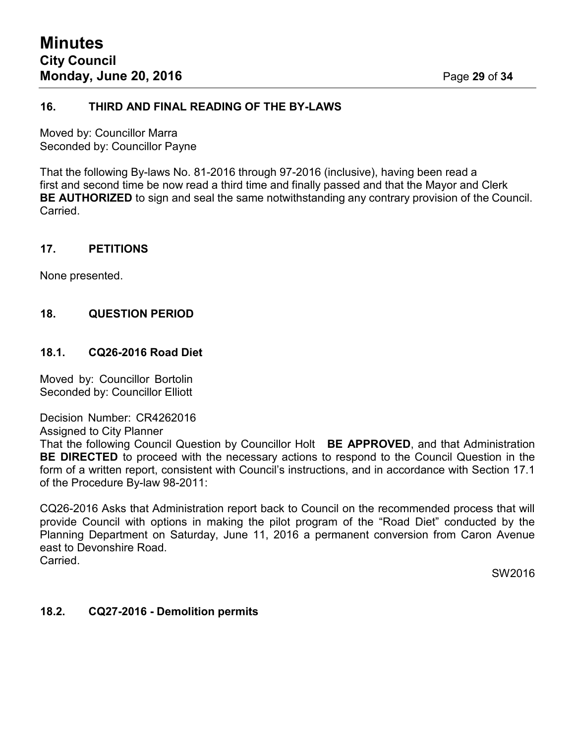## 16. THIRD AND FINAL READING OF THE BY-LAWS

Moved by: Councillor Marra
Seconded by: Councillor Payne

That the following By-laws No. 81-2016 through 97-2016 (inclusive), having been read a first and second time be now read a third time and finally passed and that the Mayor and Clerk **BE AUTHORIZED** to sign and seal the same notwithstanding any contrary provision of the Council.
Carried.

## 17. PETITIONS

None presented.

## 18. QUESTION PERIOD

### 18.1. CQ26-2016 Road Diet

Moved by: Councillor Bortolin
Seconded by: Councillor Elliott

Decision Number: CR4262016
Assigned to City Planner
That the following Council Question by Councillor Holt **BE APPROVED**, and that Administration **BE DIRECTED** to proceed with the necessary actions to respond to the Council Question in the form of a written report, consistent with Council's instructions, and in accordance with Section 17.1 of the Procedure By-law 98-2011:

CQ26-2016 Asks that Administration report back to Council on the recommended process that will provide Council with options in making the pilot program of the "Road Diet" conducted by the Planning Department on Saturday, June 11, 2016 a permanent conversion from Caron Avenue east to Devonshire Road.
Carried.

SW2016

### 18.2. CQ27-2016 - Demolition permits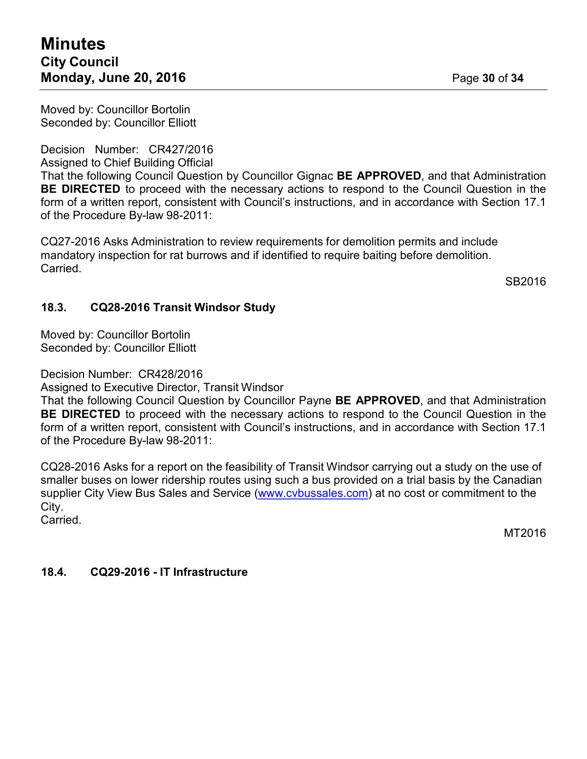Moved by: Councillor Bortolin
Seconded by: Councillor Elliott

Decision Number: CR427/2016
Assigned to Chief Building Official
That the following Council Question by Councillor Gignac **BE APPROVED**, and that Administration **BE DIRECTED** to proceed with the necessary actions to respond to the Council Question in the form of a written report, consistent with Council's instructions, and in accordance with Section 17.1 of the Procedure By-law 98-2011:

CQ27-2016 Asks Administration to review requirements for demolition permits and include mandatory inspection for rat burrows and if identified to require baiting before demolition.
Carried.

SB2016

### 18.3. CQ28-2016 Transit Windsor Study

Moved by: Councillor Bortolin
Seconded by: Councillor Elliott

Decision Number: CR428/2016
Assigned to Executive Director, Transit Windsor
That the following Council Question by Councillor Payne **BE APPROVED**, and that Administration **BE DIRECTED** to proceed with the necessary actions to respond to the Council Question in the form of a written report, consistent with Council's instructions, and in accordance with Section 17.1 of the Procedure By-law 98-2011:

CQ28-2016 Asks for a report on the feasibility of Transit Windsor carrying out a study on the use of smaller buses on lower ridership routes using such a bus provided on a trial basis by the Canadian supplier City View Bus Sales and Service (www.cvbussales.com) at no cost or commitment to the City.
Carried.

MT2016

### 18.4. CQ29-2016 - IT Infrastructure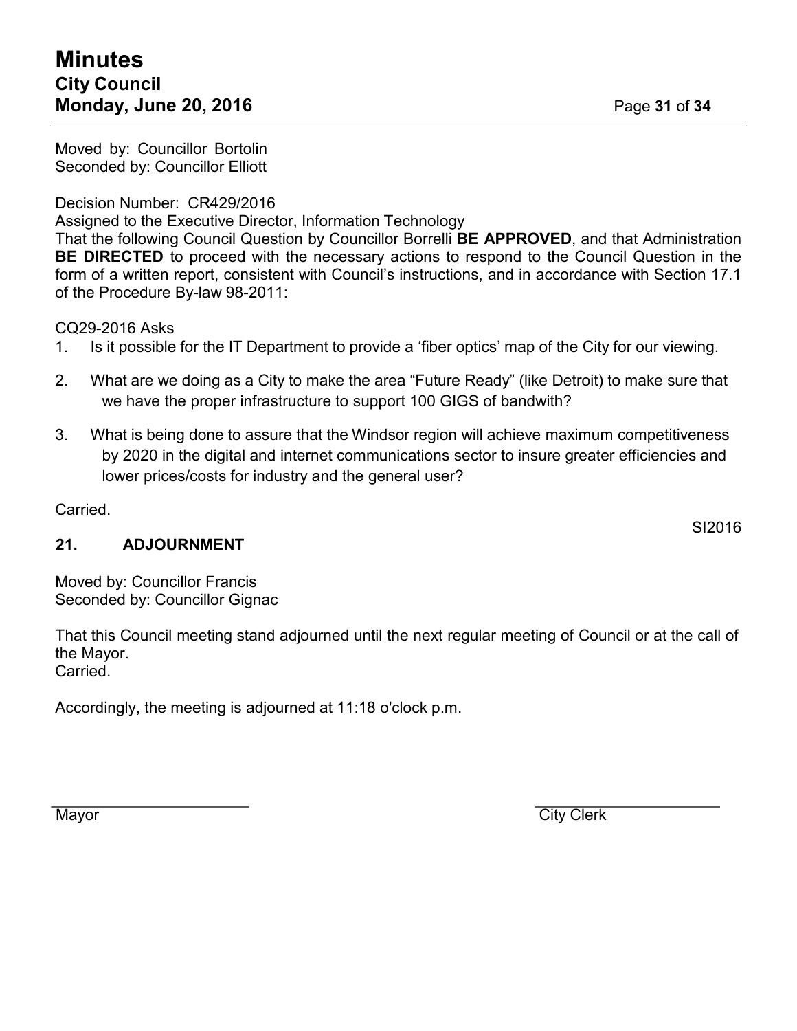Moved by: Councillor Bortolin
Seconded by: Councillor Elliott

Decision Number: CR429/2016
Assigned to the Executive Director, Information Technology
That the following Council Question by Councillor Borrelli **BE APPROVED**, and that Administration **BE DIRECTED** to proceed with the necessary actions to respond to the Council Question in the form of a written report, consistent with Council's instructions, and in accordance with Section 17.1 of the Procedure By-law 98-2011:

CQ29-2016 Asks

1. Is it possible for the IT Department to provide a 'fiber optics' map of the City for our viewing.
2. What are we doing as a City to make the area "Future Ready" (like Detroit) to make sure that we have the proper infrastructure to support 100 GIGS of bandwith?
3. What is being done to assure that the Windsor region will achieve maximum competitiveness by 2020 in the digital and internet communications sector to insure greater efficiencies and lower prices/costs for industry and the general user?

Carried.

SI2016

## 21. ADJOURNMENT

Moved by: Councillor Francis
Seconded by: Councillor Gignac

That this Council meeting stand adjourned until the next regular meeting of Council or at the call of the Mayor.
Carried.

Accordingly, the meeting is adjourned at 11:18 o'clock p.m.

Mayor

City Clerk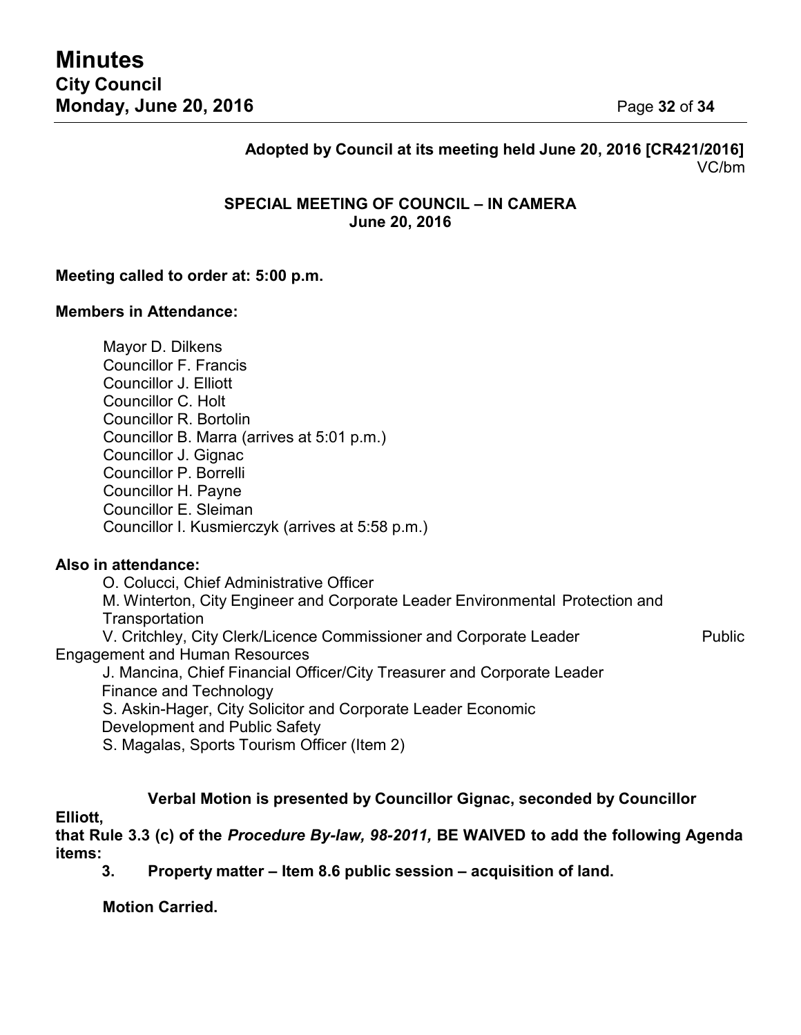**Adopted by Council at its meeting held June 20, 2016 [CR421/2016]**
VC/bm

**SPECIAL MEETING OF COUNCIL – IN CAMERA**
**June 20, 2016**

**Meeting called to order at: 5:00 p.m.**

**Members in Attendance:**

Mayor D. Dilkens
Councillor F. Francis
Councillor J. Elliott
Councillor C. Holt
Councillor R. Bortolin
Councillor B. Marra (arrives at 5:01 p.m.)
Councillor J. Gignac
Councillor P. Borrelli
Councillor H. Payne
Councillor E. Sleiman
Councillor I. Kusmierczyk (arrives at 5:58 p.m.)

**Also in attendance:**

O. Colucci, Chief Administrative Officer
M. Winterton, City Engineer and Corporate Leader Environmental Protection and Transportation
V. Critchley, City Clerk/Licence Commissioner and Corporate Leader Public Engagement and Human Resources
J. Mancina, Chief Financial Officer/City Treasurer and Corporate Leader Finance and Technology
S. Askin-Hager, City Solicitor and Corporate Leader Economic Development and Public Safety
S. Magalas, Sports Tourism Officer (Item 2)

**Verbal Motion is presented by Councillor Gignac, seconded by Councillor Elliott,**
**that Rule 3.3 (c) of the *Procedure By-law, 98-2011,* BE WAIVED to add the following Agenda items:**

**3. Property matter – Item 8.6 public session – acquisition of land.**

**Motion Carried.**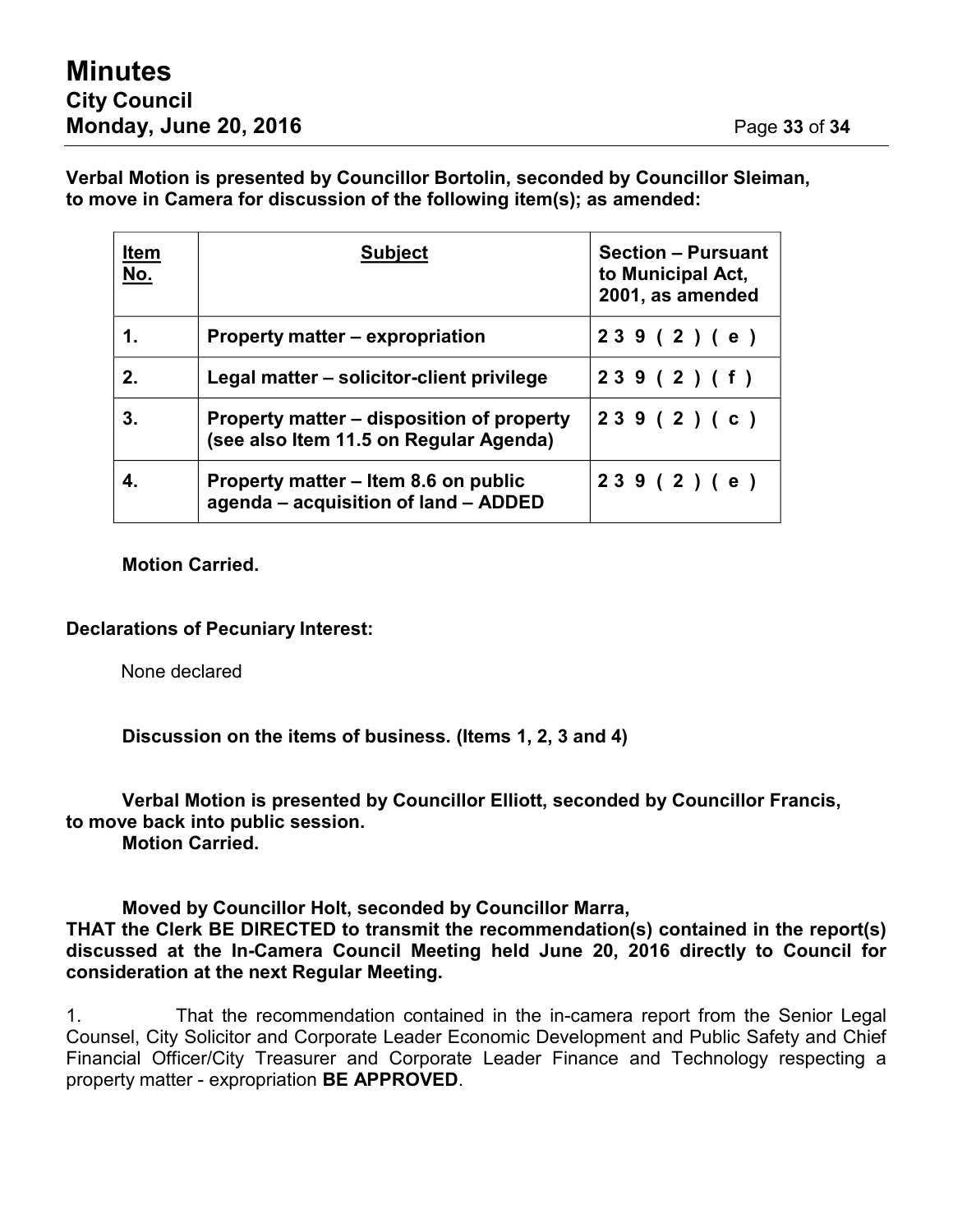**Verbal Motion is presented by Councillor Bortolin, seconded by Councillor Sleiman, to move in Camera for discussion of the following item(s); as amended:**

| Item No. | Subject | Section – Pursuant to Municipal Act, 2001, as amended |
|---|---|---|
| **1.** | **Property matter – expropriation** | **239(2)(e)** |
| **2.** | **Legal matter – solicitor-client privilege** | **239(2)(f)** |
| **3.** | **Property matter – disposition of property (see also Item 11.5 on Regular Agenda)** | **239(2)(c)** |
| **4.** | **Property matter – Item 8.6 on public agenda – acquisition of land – ADDED** | **239(2)(e)** |

**Motion Carried.**

**Declarations of Pecuniary Interest:**

None declared

**Discussion on the items of business. (Items 1, 2, 3 and 4)**

**Verbal Motion is presented by Councillor Elliott, seconded by Councillor Francis, to move back into public session.**
**Motion Carried.**

**Moved by Councillor Holt, seconded by Councillor Marra,**
**THAT the Clerk BE DIRECTED to transmit the recommendation(s) contained in the report(s) discussed at the In-Camera Council Meeting held June 20, 2016 directly to Council for consideration at the next Regular Meeting.**

1. That the recommendation contained in the in-camera report from the Senior Legal Counsel, City Solicitor and Corporate Leader Economic Development and Public Safety and Chief Financial Officer/City Treasurer and Corporate Leader Finance and Technology respecting a property matter - expropriation **BE APPROVED**.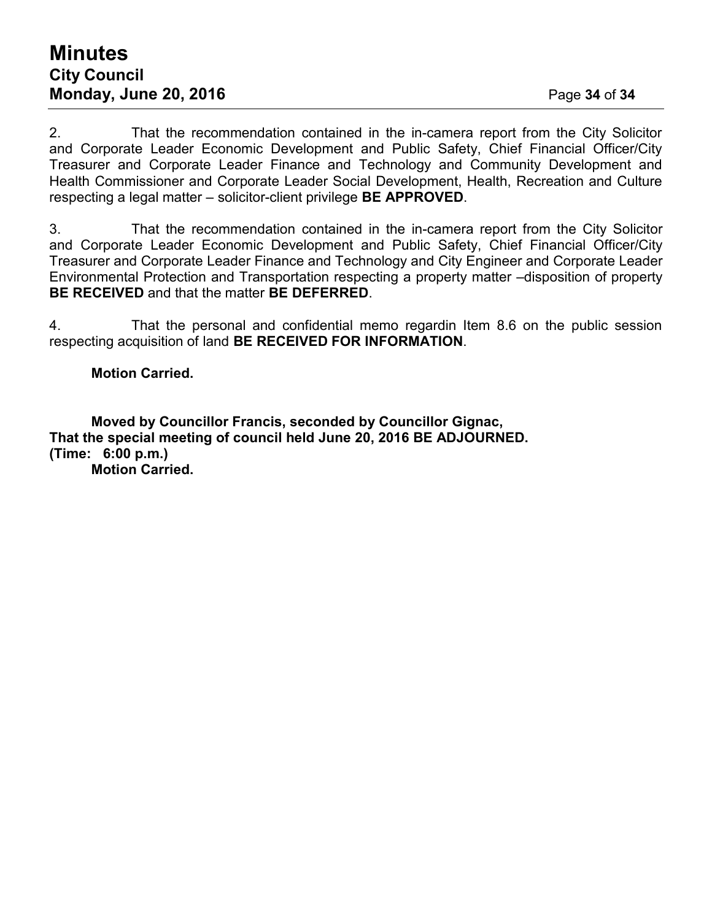2. That the recommendation contained in the in-camera report from the City Solicitor and Corporate Leader Economic Development and Public Safety, Chief Financial Officer/City Treasurer and Corporate Leader Finance and Technology and Community Development and Health Commissioner and Corporate Leader Social Development, Health, Recreation and Culture respecting a legal matter – solicitor-client privilege **BE APPROVED**.

3. That the recommendation contained in the in-camera report from the City Solicitor and Corporate Leader Economic Development and Public Safety, Chief Financial Officer/City Treasurer and Corporate Leader Finance and Technology and City Engineer and Corporate Leader Environmental Protection and Transportation respecting a property matter –disposition of property **BE RECEIVED** and that the matter **BE DEFERRED**.

4. That the personal and confidential memo regardin Item 8.6 on the public session respecting acquisition of land **BE RECEIVED FOR INFORMATION**.

**Motion Carried.**

**Moved by Councillor Francis, seconded by Councillor Gignac,**
**That the special meeting of council held June 20, 2016 BE ADJOURNED.**
**(Time: 6:00 p.m.)**
**Motion Carried.**